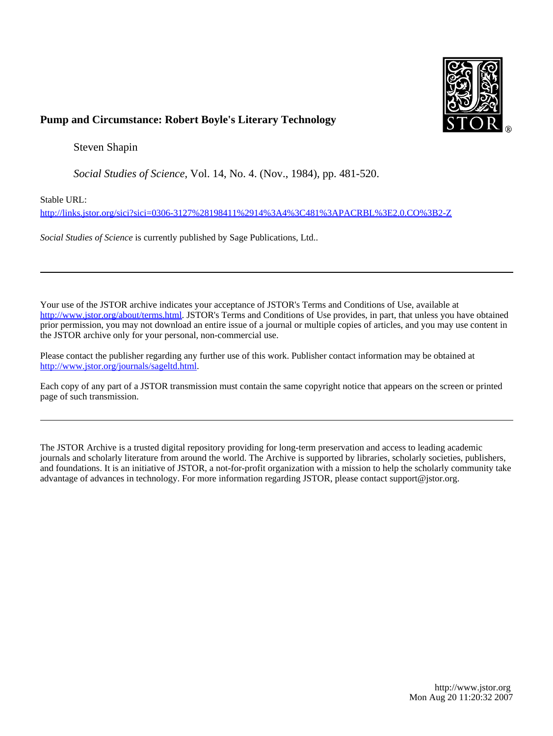# Pump and Circumstance: Robert Boyle's Literary Technology

Steven Shapin

*Social Studies of Science*, Vol. 14, No. 4. (Nov., 1984), pp. 481-520.

Stable URL:

http://links.jstor.org/sici?sici=0306-3127%28198411%2914%3A4%3C481%3APACRBL%3E2.0.CO%3B2-Z

*Social Studies of Science* is currently published by Sage Publications, Ltd..

---

Your use of the JSTOR archive indicates your acceptance of JSTOR's Terms and Conditions of Use, available at http://www.jstor.org/about/terms.html. JSTOR's Terms and Conditions of Use provides, in part, that unless you have obtained prior permission, you may not download an entire issue of a journal or multiple copies of articles, and you may use content in the JSTOR archive only for your personal, non-commercial use.

Please contact the publisher regarding any further use of this work. Publisher contact information may be obtained at http://www.jstor.org/journals/sageltd.html.

Each copy of any part of a JSTOR transmission must contain the same copyright notice that appears on the screen or printed page of such transmission.

---

The JSTOR Archive is a trusted digital repository providing for long-term preservation and access to leading academic journals and scholarly literature from around the world. The Archive is supported by libraries, scholarly societies, publishers, and foundations. It is an initiative of JSTOR, a not-for-profit organization with a mission to help the scholarly community take advantage of advances in technology. For more information regarding JSTOR, please contact support@jstor.org.

http://www.jstor.org
Mon Aug 20 11:20:32 2007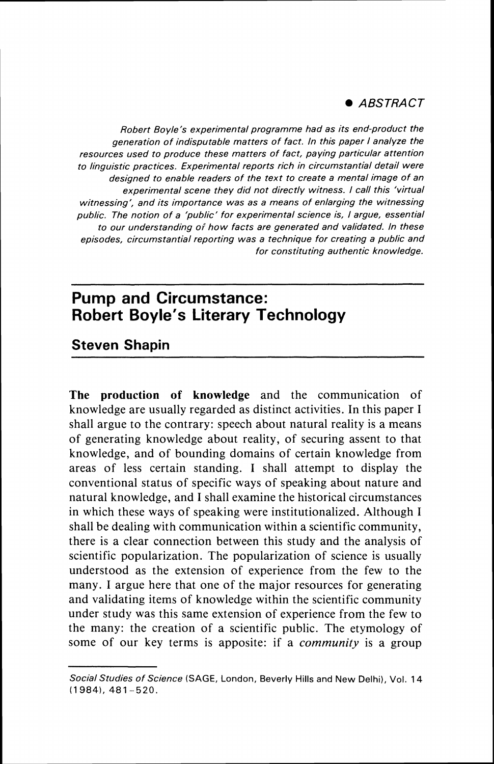● *ABSTRACT*

*Robert Boyle's experimental programme had as its end-product the generation of indisputable matters of fact. In this paper I analyze the resources used to produce these matters of fact, paying particular attention to linguistic practices. Experimental reports rich in circumstantial detail were designed to enable readers of the text to create a mental image of an experimental scene they did not directly witness. I call this 'virtual witnessing', and its importance was as a means of enlarging the witnessing public. The notion of a 'public' for experimental science is, I argue, essential to our understanding of how facts are generated and validated. In these episodes, circumstantial reporting was a technique for creating a public and for constituting authentic knowledge.*

# Pump and Circumstance: Robert Boyle's Literary Technology

## Steven Shapin

**The production of knowledge** and the communication of knowledge are usually regarded as distinct activities. In this paper I shall argue to the contrary: speech about natural reality is a means of generating knowledge about reality, of securing assent to that knowledge, and of bounding domains of certain knowledge from areas of less certain standing. I shall attempt to display the conventional status of specific ways of speaking about nature and natural knowledge, and I shall examine the historical circumstances in which these ways of speaking were institutionalized. Although I shall be dealing with communication within a scientific community, there is a clear connection between this study and the analysis of scientific popularization. The popularization of science is usually understood as the extension of experience from the few to the many. I argue here that one of the major resources for generating and validating items of knowledge within the scientific community under study was this same extension of experience from the few to the many: the creation of a scientific public. The etymology of some of our key terms is apposite: if a *community* is a group

*Social Studies of Science* (SAGE, London, Beverly Hills and New Delhi), Vol. 14 (1984), 481–520.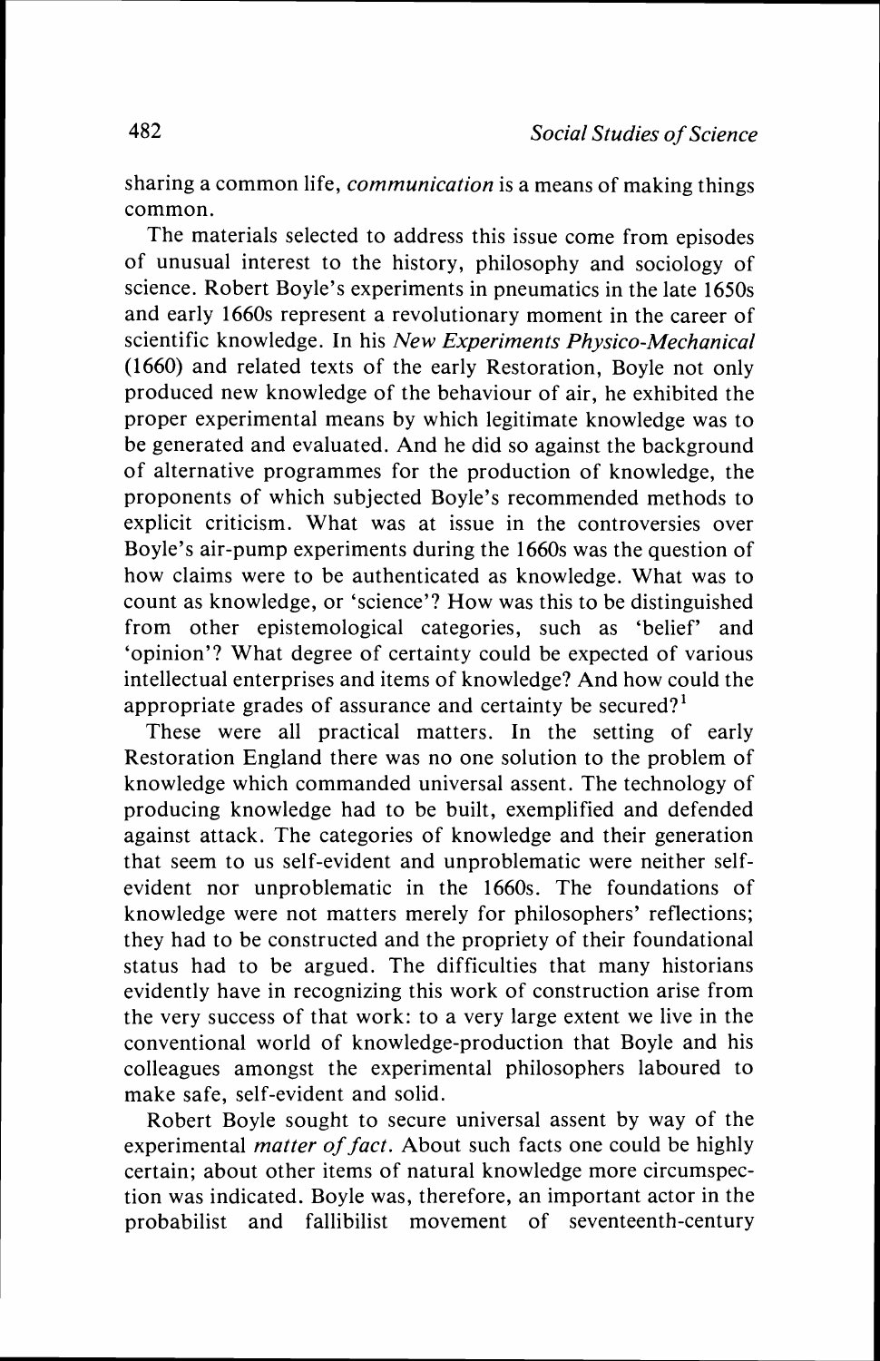sharing a common life, *communication* is a means of making things common.

The materials selected to address this issue come from episodes of unusual interest to the history, philosophy and sociology of science. Robert Boyle's experiments in pneumatics in the late 1650s and early 1660s represent a revolutionary moment in the career of scientific knowledge. In his *New Experiments Physico-Mechanical* (1660) and related texts of the early Restoration, Boyle not only produced new knowledge of the behaviour of air, he exhibited the proper experimental means by which legitimate knowledge was to be generated and evaluated. And he did so against the background of alternative programmes for the production of knowledge, the proponents of which subjected Boyle's recommended methods to explicit criticism. What was at issue in the controversies over Boyle's air-pump experiments during the 1660s was the question of how claims were to be authenticated as knowledge. What was to count as knowledge, or 'science'? How was this to be distinguished from other epistemological categories, such as 'belief' and 'opinion'? What degree of certainty could be expected of various intellectual enterprises and items of knowledge? And how could the appropriate grades of assurance and certainty be secured?[1]

These were all practical matters. In the setting of early Restoration England there was no one solution to the problem of knowledge which commanded universal assent. The technology of producing knowledge had to be built, exemplified and defended against attack. The categories of knowledge and their generation that seem to us self-evident and unproblematic were neither self-evident nor unproblematic in the 1660s. The foundations of knowledge were not matters merely for philosophers' reflections; they had to be constructed and the propriety of their foundational status had to be argued. The difficulties that many historians evidently have in recognizing this work of construction arise from the very success of that work: to a very large extent we live in the conventional world of knowledge-production that Boyle and his colleagues amongst the experimental philosophers laboured to make safe, self-evident and solid.

Robert Boyle sought to secure universal assent by way of the experimental *matter of fact*. About such facts one could be highly certain; about other items of natural knowledge more circumspection was indicated. Boyle was, therefore, an important actor in the probabilist and fallibilist movement of seventeenth-century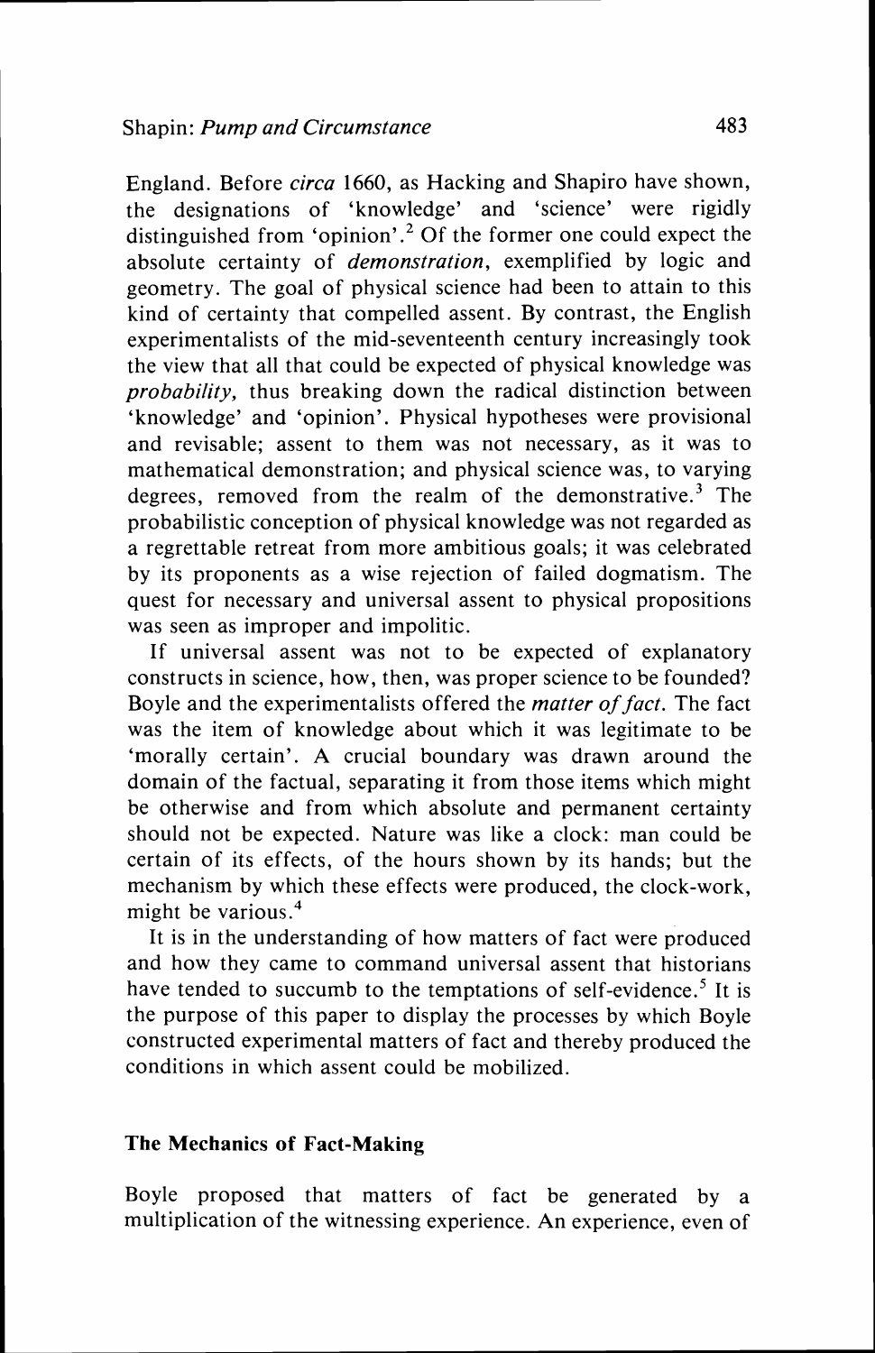England. Before *circa* 1660, as Hacking and Shapiro have shown, the designations of 'knowledge' and 'science' were rigidly distinguished from 'opinion'.[2] Of the former one could expect the absolute certainty of *demonstration*, exemplified by logic and geometry. The goal of physical science had been to attain to this kind of certainty that compelled assent. By contrast, the English experimentalists of the mid-seventeenth century increasingly took the view that all that could be expected of physical knowledge was *probability,* thus breaking down the radical distinction between 'knowledge' and 'opinion'. Physical hypotheses were provisional and revisable; assent to them was not necessary, as it was to mathematical demonstration; and physical science was, to varying degrees, removed from the realm of the demonstrative.[3] The probabilistic conception of physical knowledge was not regarded as a regrettable retreat from more ambitious goals; it was celebrated by its proponents as a wise rejection of failed dogmatism. The quest for necessary and universal assent to physical propositions was seen as improper and impolitic.

If universal assent was not to be expected of explanatory constructs in science, how, then, was proper science to be founded? Boyle and the experimentalists offered the *matter of fact.* The fact was the item of knowledge about which it was legitimate to be 'morally certain'. A crucial boundary was drawn around the domain of the factual, separating it from those items which might be otherwise and from which absolute and permanent certainty should not be expected. Nature was like a clock: man could be certain of its effects, of the hours shown by its hands; but the mechanism by which these effects were produced, the clock-work, might be various.[4]

It is in the understanding of how matters of fact were produced and how they came to command universal assent that historians have tended to succumb to the temptations of self-evidence.[5] It is the purpose of this paper to display the processes by which Boyle constructed experimental matters of fact and thereby produced the conditions in which assent could be mobilized.

## The Mechanics of Fact-Making

Boyle proposed that matters of fact be generated by a multiplication of the witnessing experience. An experience, even of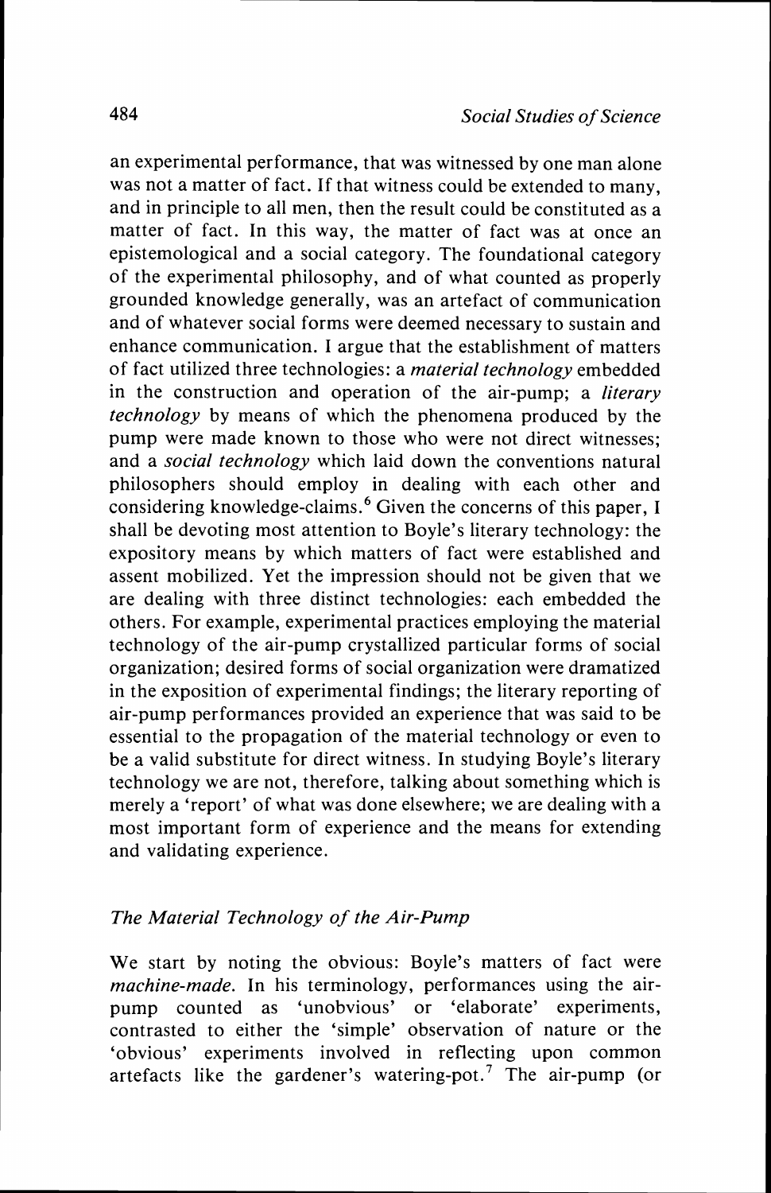an experimental performance, that was witnessed by one man alone was not a matter of fact. If that witness could be extended to many, and in principle to all men, then the result could be constituted as a matter of fact. In this way, the matter of fact was at once an epistemological and a social category. The foundational category of the experimental philosophy, and of what counted as properly grounded knowledge generally, was an artefact of communication and of whatever social forms were deemed necessary to sustain and enhance communication. I argue that the establishment of matters of fact utilized three technologies: a *material technology* embedded in the construction and operation of the air-pump; a *literary technology* by means of which the phenomena produced by the pump were made known to those who were not direct witnesses; and a *social technology* which laid down the conventions natural philosophers should employ in dealing with each other and considering knowledge-claims.[6] Given the concerns of this paper, I shall be devoting most attention to Boyle's literary technology: the expository means by which matters of fact were established and assent mobilized. Yet the impression should not be given that we are dealing with three distinct technologies: each embedded the others. For example, experimental practices employing the material technology of the air-pump crystallized particular forms of social organization; desired forms of social organization were dramatized in the exposition of experimental findings; the literary reporting of air-pump performances provided an experience that was said to be essential to the propagation of the material technology or even to be a valid substitute for direct witness. In studying Boyle's literary technology we are not, therefore, talking about something which is merely a 'report' of what was done elsewhere; we are dealing with a most important form of experience and the means for extending and validating experience.

## *The Material Technology of the Air-Pump*

We start by noting the obvious: Boyle's matters of fact were *machine-made*. In his terminology, performances using the air-pump counted as 'unobvious' or 'elaborate' experiments, contrasted to either the 'simple' observation of nature or the 'obvious' experiments involved in reflecting upon common artefacts like the gardener's watering-pot.[7] The air-pump (or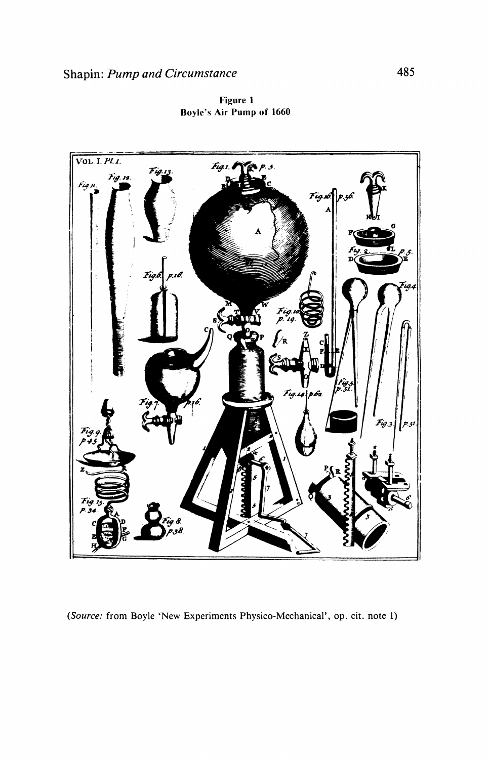Figure 1
Boyle's Air Pump of 1660

(*Source:* from Boyle 'New Experiments Physico-Mechanical', op. cit. note 1)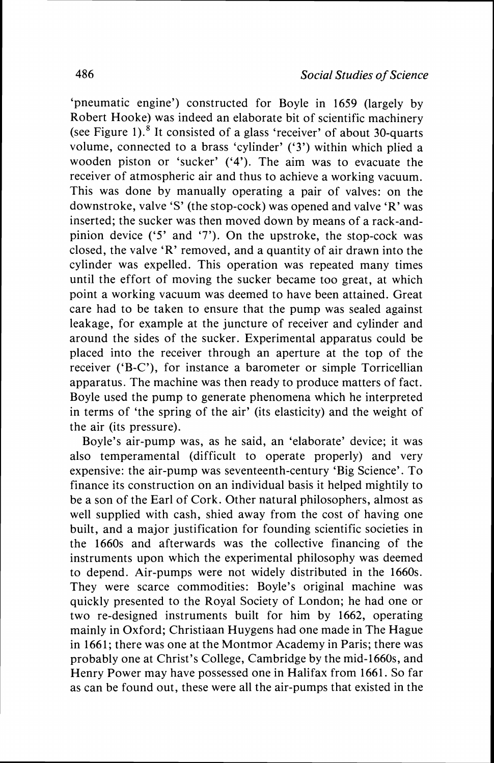'pneumatic engine') constructed for Boyle in 1659 (largely by Robert Hooke) was indeed an elaborate bit of scientific machinery (see Figure 1).[8] It consisted of a glass 'receiver' of about 30-quarts volume, connected to a brass 'cylinder' ('3') within which plied a wooden piston or 'sucker' ('4'). The aim was to evacuate the receiver of atmospheric air and thus to achieve a working vacuum. This was done by manually operating a pair of valves: on the downstroke, valve 'S' (the stop-cock) was opened and valve 'R' was inserted; the sucker was then moved down by means of a rack-and-pinion device ('5' and '7'). On the upstroke, the stop-cock was closed, the valve 'R' removed, and a quantity of air drawn into the cylinder was expelled. This operation was repeated many times until the effort of moving the sucker became too great, at which point a working vacuum was deemed to have been attained. Great care had to be taken to ensure that the pump was sealed against leakage, for example at the juncture of receiver and cylinder and around the sides of the sucker. Experimental apparatus could be placed into the receiver through an aperture at the top of the receiver ('B-C'), for instance a barometer or simple Torricellian apparatus. The machine was then ready to produce matters of fact. Boyle used the pump to generate phenomena which he interpreted in terms of 'the spring of the air' (its elasticity) and the weight of the air (its pressure).

Boyle's air-pump was, as he said, an 'elaborate' device; it was also temperamental (difficult to operate properly) and very expensive: the air-pump was seventeenth-century 'Big Science'. To finance its construction on an individual basis it helped mightily to be a son of the Earl of Cork. Other natural philosophers, almost as well supplied with cash, shied away from the cost of having one built, and a major justification for founding scientific societies in the 1660s and afterwards was the collective financing of the instruments upon which the experimental philosophy was deemed to depend. Air-pumps were not widely distributed in the 1660s. They were scarce commodities: Boyle's original machine was quickly presented to the Royal Society of London; he had one or two re-designed instruments built for him by 1662, operating mainly in Oxford; Christiaan Huygens had one made in The Hague in 1661; there was one at the Montmor Academy in Paris; there was probably one at Christ's College, Cambridge by the mid-1660s, and Henry Power may have possessed one in Halifax from 1661. So far as can be found out, these were all the air-pumps that existed in the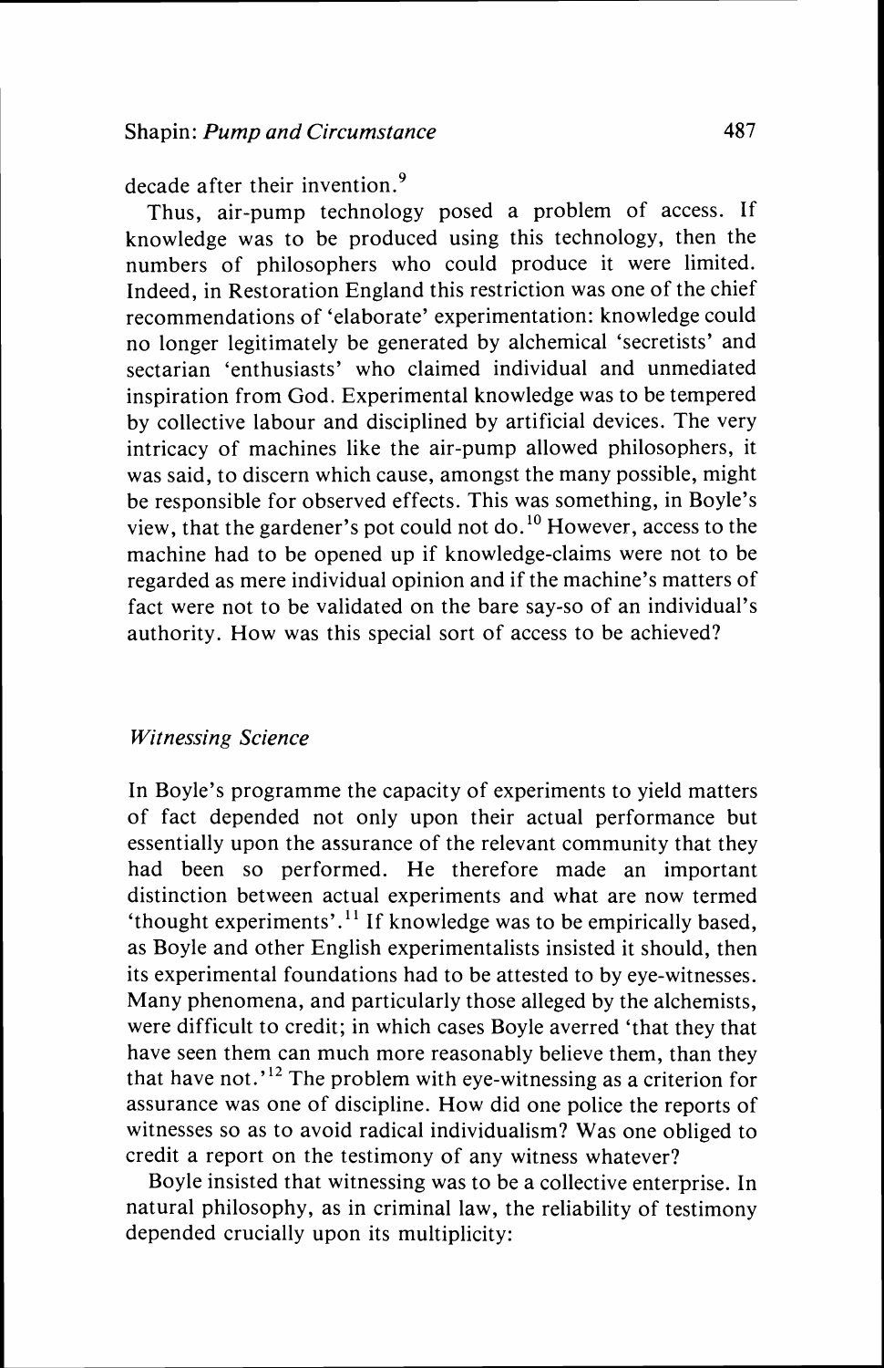decade after their invention.[9]

Thus, air-pump technology posed a problem of access. If knowledge was to be produced using this technology, then the numbers of philosophers who could produce it were limited. Indeed, in Restoration England this restriction was one of the chief recommendations of 'elaborate' experimentation: knowledge could no longer legitimately be generated by alchemical 'secretists' and sectarian 'enthusiasts' who claimed individual and unmediated inspiration from God. Experimental knowledge was to be tempered by collective labour and disciplined by artificial devices. The very intricacy of machines like the air-pump allowed philosophers, it was said, to discern which cause, amongst the many possible, might be responsible for observed effects. This was something, in Boyle's view, that the gardener's pot could not do.[10] However, access to the machine had to be opened up if knowledge-claims were not to be regarded as mere individual opinion and if the machine's matters of fact were not to be validated on the bare say-so of an individual's authority. How was this special sort of access to be achieved?

## *Witnessing Science*

In Boyle's programme the capacity of experiments to yield matters of fact depended not only upon their actual performance but essentially upon the assurance of the relevant community that they had been so performed. He therefore made an important distinction between actual experiments and what are now termed 'thought experiments'.[11] If knowledge was to be empirically based, as Boyle and other English experimentalists insisted it should, then its experimental foundations had to be attested to by eye-witnesses. Many phenomena, and particularly those alleged by the alchemists, were difficult to credit; in which cases Boyle averred 'that they that have seen them can much more reasonably believe them, than they that have not.'[12] The problem with eye-witnessing as a criterion for assurance was one of discipline. How did one police the reports of witnesses so as to avoid radical individualism? Was one obliged to credit a report on the testimony of any witness whatever?

Boyle insisted that witnessing was to be a collective enterprise. In natural philosophy, as in criminal law, the reliability of testimony depended crucially upon its multiplicity: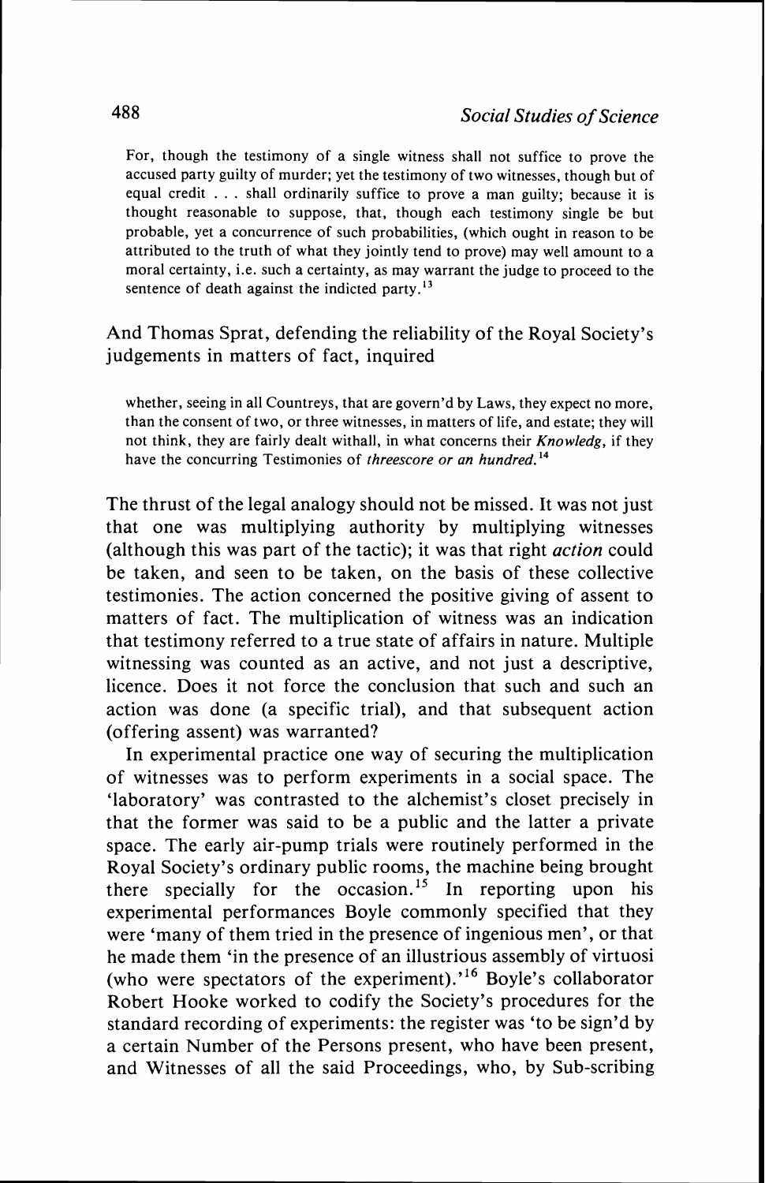> For, though the testimony of a single witness shall not suffice to prove the accused party guilty of murder; yet the testimony of two witnesses, though but of equal credit . . . shall ordinarily suffice to prove a man guilty; because it is thought reasonable to suppose, that, though each testimony single be but probable, yet a concurrence of such probabilities, (which ought in reason to be attributed to the truth of what they jointly tend to prove) may well amount to a moral certainty, i.e. such a certainty, as may warrant the judge to proceed to the sentence of death against the indicted party.[13]

And Thomas Sprat, defending the reliability of the Royal Society's judgements in matters of fact, inquired

> whether, seeing in all Countreys, that are govern'd by Laws, they expect no more, than the consent of two, or three witnesses, in matters of life, and estate; they will not think, they are fairly dealt withall, in what concerns their *Knowledg*, if they have the concurring Testimonies of *threescore or an hundred*.[14]

The thrust of the legal analogy should not be missed. It was not just that one was multiplying authority by multiplying witnesses (although this was part of the tactic); it was that right *action* could be taken, and seen to be taken, on the basis of these collective testimonies. The action concerned the positive giving of assent to matters of fact. The multiplication of witness was an indication that testimony referred to a true state of affairs in nature. Multiple witnessing was counted as an active, and not just a descriptive, licence. Does it not force the conclusion that such and such an action was done (a specific trial), and that subsequent action (offering assent) was warranted?

In experimental practice one way of securing the multiplication of witnesses was to perform experiments in a social space. The 'laboratory' was contrasted to the alchemist's closet precisely in that the former was said to be a public and the latter a private space. The early air-pump trials were routinely performed in the Royal Society's ordinary public rooms, the machine being brought there specially for the occasion.[15] In reporting upon his experimental performances Boyle commonly specified that they were 'many of them tried in the presence of ingenious men', or that he made them 'in the presence of an illustrious assembly of virtuosi (who were spectators of the experiment).'[16] Boyle's collaborator Robert Hooke worked to codify the Society's procedures for the standard recording of experiments: the register was 'to be sign'd by a certain Number of the Persons present, who have been present, and Witnesses of all the said Proceedings, who, by Sub-scribing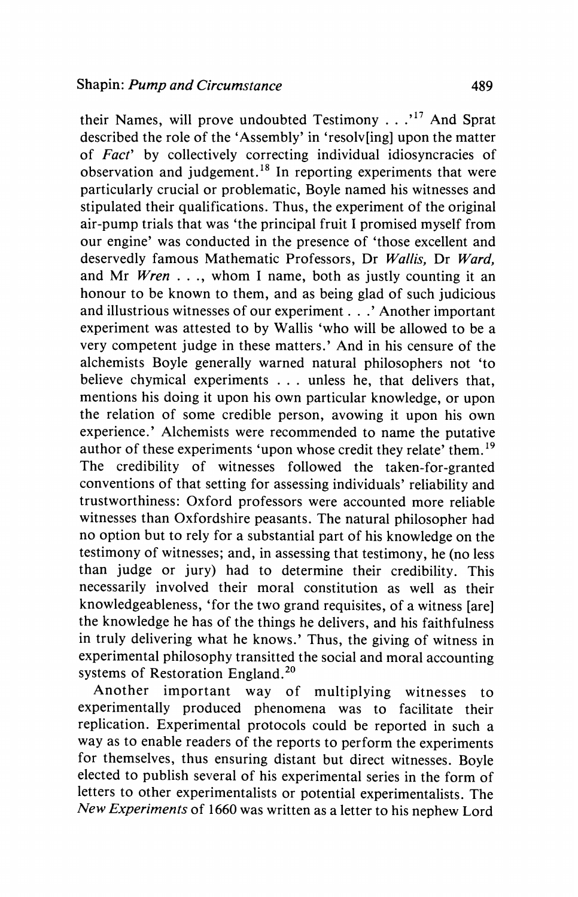their Names, will prove undoubted Testimony . . .'[17] And Sprat described the role of the 'Assembly' in 'resolv[ing] upon the matter of *Fact*' by collectively correcting individual idiosyncracies of observation and judgement.[18] In reporting experiments that were particularly crucial or problematic, Boyle named his witnesses and stipulated their qualifications. Thus, the experiment of the original air-pump trials that was 'the principal fruit I promised myself from our engine' was conducted in the presence of 'those excellent and deservedly famous Mathematic Professors, Dr *Wallis*, Dr *Ward*, and Mr *Wren* . . ., whom I name, both as justly counting it an honour to be known to them, and as being glad of such judicious and illustrious witnesses of our experiment . . .' Another important experiment was attested to by Wallis 'who will be allowed to be a very competent judge in these matters.' And in his censure of the alchemists Boyle generally warned natural philosophers not 'to believe chymical experiments . . . unless he, that delivers that, mentions his doing it upon his own particular knowledge, or upon the relation of some credible person, avowing it upon his own experience.' Alchemists were recommended to name the putative author of these experiments 'upon whose credit they relate' them.[19] The credibility of witnesses followed the taken-for-granted conventions of that setting for assessing individuals' reliability and trustworthiness: Oxford professors were accounted more reliable witnesses than Oxfordshire peasants. The natural philosopher had no option but to rely for a substantial part of his knowledge on the testimony of witnesses; and, in assessing that testimony, he (no less than judge or jury) had to determine their credibility. This necessarily involved their moral constitution as well as their knowledgeableness, 'for the two grand requisites, of a witness [are] the knowledge he has of the things he delivers, and his faithfulness in truly delivering what he knows.' Thus, the giving of witness in experimental philosophy transitted the social and moral accounting systems of Restoration England.[20]

Another important way of multiplying witnesses to experimentally produced phenomena was to facilitate their replication. Experimental protocols could be reported in such a way as to enable readers of the reports to perform the experiments for themselves, thus ensuring distant but direct witnesses. Boyle elected to publish several of his experimental series in the form of letters to other experimentalists or potential experimentalists. The *New Experiments* of 1660 was written as a letter to his nephew Lord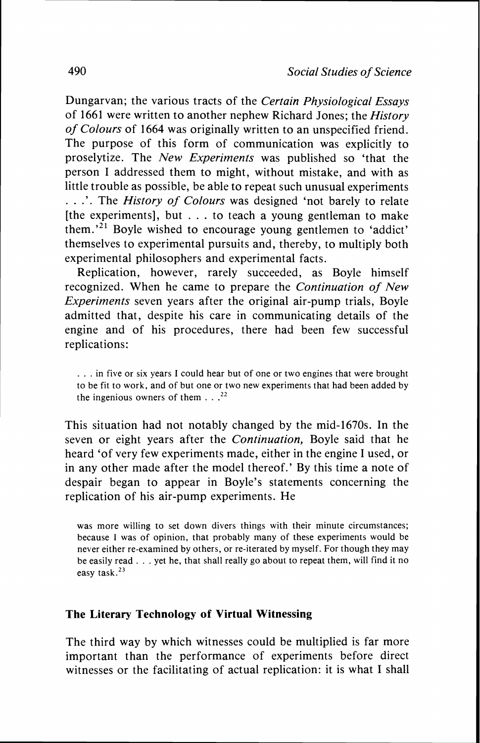Dungarvan; the various tracts of the *Certain Physiological Essays* of 1661 were written to another nephew Richard Jones; the *History of Colours* of 1664 was originally written to an unspecified friend. The purpose of this form of communication was explicitly to proselytize. The *New Experiments* was published so 'that the person I addressed them to might, without mistake, and with as little trouble as possible, be able to repeat such unusual experiments . . .'. The *History of Colours* was designed 'not barely to relate [the experiments], but . . . to teach a young gentleman to make them.'[21] Boyle wished to encourage young gentlemen to 'addict' themselves to experimental pursuits and, thereby, to multiply both experimental philosophers and experimental facts.

Replication, however, rarely succeeded, as Boyle himself recognized. When he came to prepare the *Continuation of New Experiments* seven years after the original air-pump trials, Boyle admitted that, despite his care in communicating details of the engine and of his procedures, there had been few successful replications:

> . . . in five or six years I could hear but of one or two engines that were brought to be fit to work, and of but one or two new experiments that had been added by the ingenious owners of them . . .[22]

This situation had not notably changed by the mid-1670s. In the seven or eight years after the *Continuation,* Boyle said that he heard 'of very few experiments made, either in the engine I used, or in any other made after the model thereof.' By this time a note of despair began to appear in Boyle's statements concerning the replication of his air-pump experiments. He

> was more willing to set down divers things with their minute circumstances; because I was of opinion, that probably many of these experiments would be never either re-examined by others, or re-iterated by myself. For though they may be easily read . . . yet he, that shall really go about to repeat them, will find it no easy task.[23]

## The Literary Technology of Virtual Witnessing

The third way by which witnesses could be multiplied is far more important than the performance of experiments before direct witnesses or the facilitating of actual replication: it is what I shall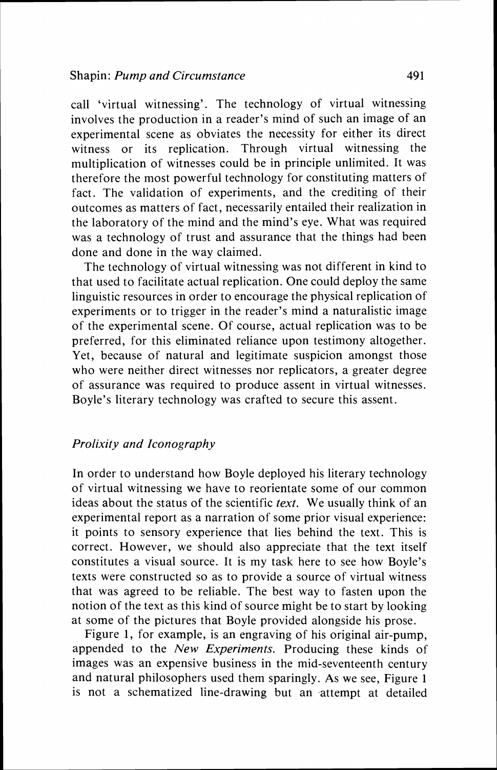call 'virtual witnessing'. The technology of virtual witnessing involves the production in a reader's mind of such an image of an experimental scene as obviates the necessity for either its direct witness or its replication. Through virtual witnessing the multiplication of witnesses could be in principle unlimited. It was therefore the most powerful technology for constituting matters of fact. The validation of experiments, and the crediting of their outcomes as matters of fact, necessarily entailed their realization in the laboratory of the mind and the mind's eye. What was required was a technology of trust and assurance that the things had been done and done in the way claimed.

The technology of virtual witnessing was not different in kind to that used to facilitate actual replication. One could deploy the same linguistic resources in order to encourage the physical replication of experiments or to trigger in the reader's mind a naturalistic image of the experimental scene. Of course, actual replication was to be preferred, for this eliminated reliance upon testimony altogether. Yet, because of natural and legitimate suspicion amongst those who were neither direct witnesses nor replicators, a greater degree of assurance was required to produce assent in virtual witnesses. Boyle's literary technology was crafted to secure this assent.

### *Prolixity and Iconography*

In order to understand how Boyle deployed his literary technology of virtual witnessing we have to reorientate some of our common ideas about the status of the scientific *text*. We usually think of an experimental report as a narration of some prior visual experience: it points to sensory experience that lies behind the text. This is correct. However, we should also appreciate that the text itself constitutes a visual source. It is my task here to see how Boyle's texts were constructed so as to provide a source of virtual witness that was agreed to be reliable. The best way to fasten upon the notion of the text as this kind of source might be to start by looking at some of the pictures that Boyle provided alongside his prose.

Figure 1, for example, is an engraving of his original air-pump, appended to the *New Experiments*. Producing these kinds of images was an expensive business in the mid-seventeenth century and natural philosophers used them sparingly. As we see, Figure 1 is not a schematized line-drawing but an attempt at detailed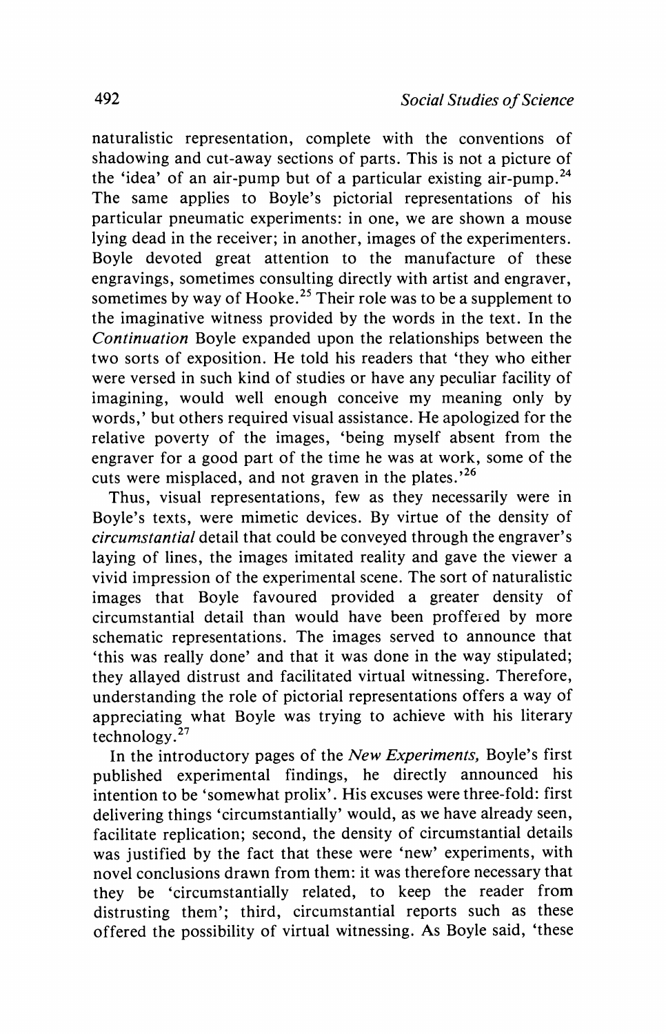naturalistic representation, complete with the conventions of shadowing and cut-away sections of parts. This is not a picture of the 'idea' of an air-pump but of a particular existing air-pump.[24] The same applies to Boyle's pictorial representations of his particular pneumatic experiments: in one, we are shown a mouse lying dead in the receiver; in another, images of the experimenters. Boyle devoted great attention to the manufacture of these engravings, sometimes consulting directly with artist and engraver, sometimes by way of Hooke.[25] Their role was to be a supplement to the imaginative witness provided by the words in the text. In the *Continuation* Boyle expanded upon the relationships between the two sorts of exposition. He told his readers that 'they who either were versed in such kind of studies or have any peculiar facility of imagining, would well enough conceive my meaning only by words,' but others required visual assistance. He apologized for the relative poverty of the images, 'being myself absent from the engraver for a good part of the time he was at work, some of the cuts were misplaced, and not graven in the plates.'[26]

Thus, visual representations, few as they necessarily were in Boyle's texts, were mimetic devices. By virtue of the density of *circumstantial* detail that could be conveyed through the engraver's laying of lines, the images imitated reality and gave the viewer a vivid impression of the experimental scene. The sort of naturalistic images that Boyle favoured provided a greater density of circumstantial detail than would have been proffered by more schematic representations. The images served to announce that 'this was really done' and that it was done in the way stipulated; they allayed distrust and facilitated virtual witnessing. Therefore, understanding the role of pictorial representations offers a way of appreciating what Boyle was trying to achieve with his literary technology.[27]

In the introductory pages of the *New Experiments,* Boyle's first published experimental findings, he directly announced his intention to be 'somewhat prolix'. His excuses were three-fold: first delivering things 'circumstantially' would, as we have already seen, facilitate replication; second, the density of circumstantial details was justified by the fact that these were 'new' experiments, with novel conclusions drawn from them: it was therefore necessary that they be 'circumstantially related, to keep the reader from distrusting them'; third, circumstantial reports such as these offered the possibility of virtual witnessing. As Boyle said, 'these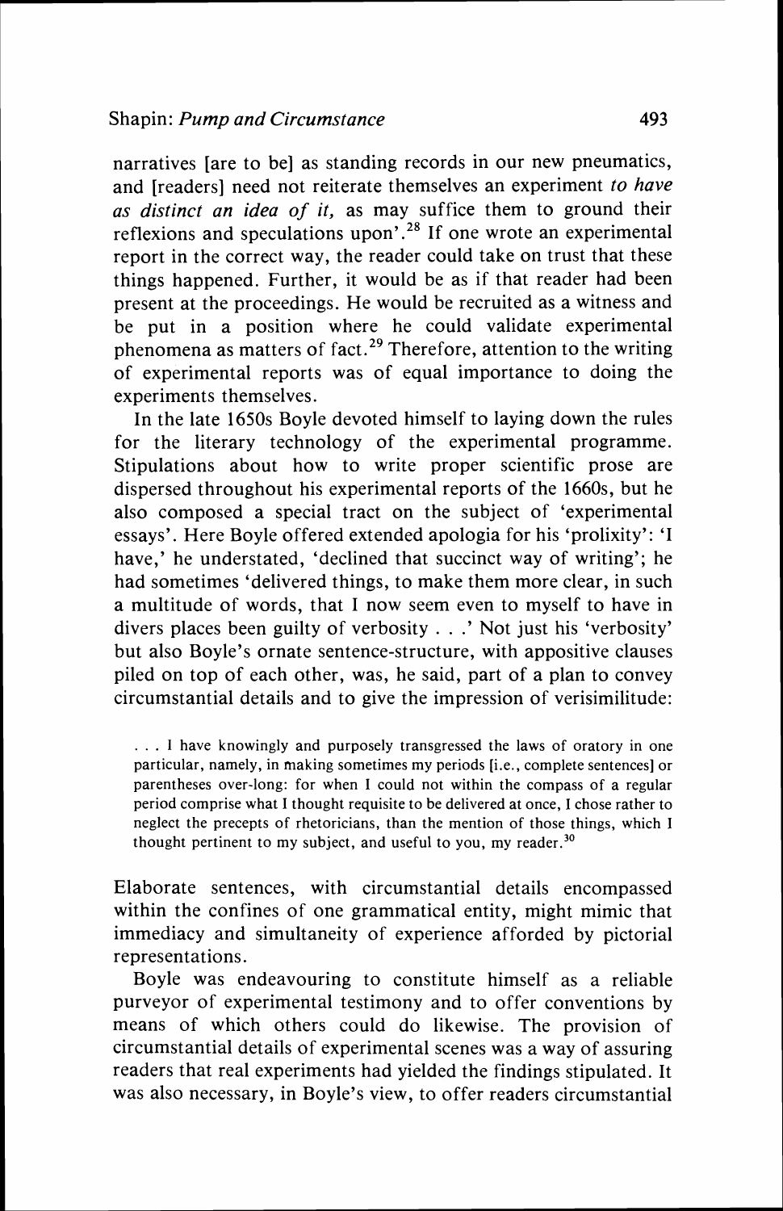narratives [are to be] as standing records in our new pneumatics, and [readers] need not reiterate themselves an experiment *to have as distinct an idea of it,* as may suffice them to ground their reflexions and speculations upon'.[28] If one wrote an experimental report in the correct way, the reader could take on trust that these things happened. Further, it would be as if that reader had been present at the proceedings. He would be recruited as a witness and be put in a position where he could validate experimental phenomena as matters of fact.[29] Therefore, attention to the writing of experimental reports was of equal importance to doing the experiments themselves.

In the late 1650s Boyle devoted himself to laying down the rules for the literary technology of the experimental programme. Stipulations about how to write proper scientific prose are dispersed throughout his experimental reports of the 1660s, but he also composed a special tract on the subject of 'experimental essays'. Here Boyle offered extended apologia for his 'prolixity': 'I have,' he understated, 'declined that succinct way of writing'; he had sometimes 'delivered things, to make them more clear, in such a multitude of words, that I now seem even to myself to have in divers places been guilty of verbosity . . .' Not just his 'verbosity' but also Boyle's ornate sentence-structure, with appositive clauses piled on top of each other, was, he said, part of a plan to convey circumstantial details and to give the impression of verisimilitude:

> . . . I have knowingly and purposely transgressed the laws of oratory in one particular, namely, in making sometimes my periods [i.e., complete sentences] or parentheses over-long: for when I could not within the compass of a regular period comprise what I thought requisite to be delivered at once, I chose rather to neglect the precepts of rhetoricians, than the mention of those things, which I thought pertinent to my subject, and useful to you, my reader.[30]

Elaborate sentences, with circumstantial details encompassed within the confines of one grammatical entity, might mimic that immediacy and simultaneity of experience afforded by pictorial representations.

Boyle was endeavouring to constitute himself as a reliable purveyor of experimental testimony and to offer conventions by means of which others could do likewise. The provision of circumstantial details of experimental scenes was a way of assuring readers that real experiments had yielded the findings stipulated. It was also necessary, in Boyle's view, to offer readers circumstantial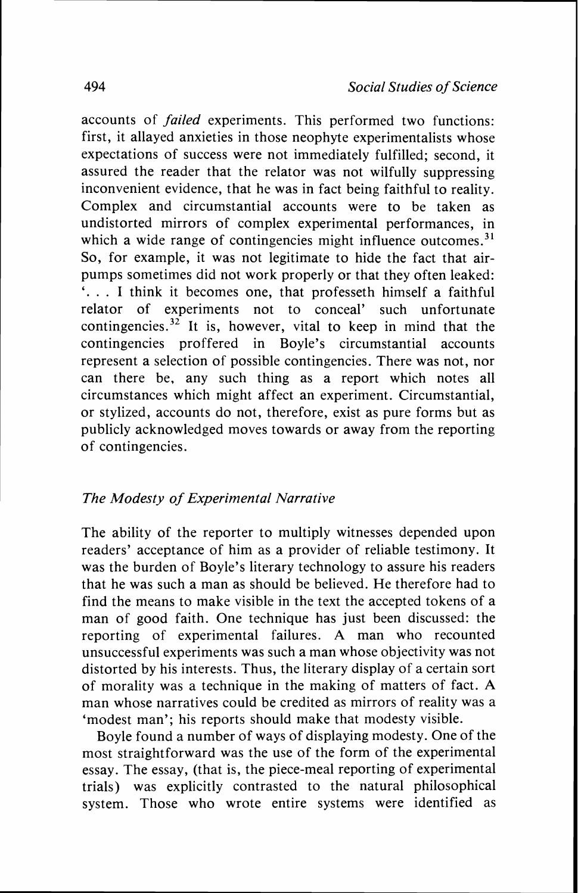accounts of *failed* experiments. This performed two functions: first, it allayed anxieties in those neophyte experimentalists whose expectations of success were not immediately fulfilled; second, it assured the reader that the relator was not wilfully suppressing inconvenient evidence, that he was in fact being faithful to reality. Complex and circumstantial accounts were to be taken as undistorted mirrors of complex experimental performances, in which a wide range of contingencies might influence outcomes.[31] So, for example, it was not legitimate to hide the fact that air-pumps sometimes did not work properly or that they often leaked: '. . . I think it becomes one, that professeth himself a faithful relator of experiments not to conceal' such unfortunate contingencies.[32] It is, however, vital to keep in mind that the contingencies proffered in Boyle's circumstantial accounts represent a selection of possible contingencies. There was not, nor can there be, any such thing as a report which notes all circumstances which might affect an experiment. Circumstantial, or stylized, accounts do not, therefore, exist as pure forms but as publicly acknowledged moves towards or away from the reporting of contingencies.

## *The Modesty of Experimental Narrative*

The ability of the reporter to multiply witnesses depended upon readers' acceptance of him as a provider of reliable testimony. It was the burden of Boyle's literary technology to assure his readers that he was such a man as should be believed. He therefore had to find the means to make visible in the text the accepted tokens of a man of good faith. One technique has just been discussed: the reporting of experimental failures. A man who recounted unsuccessful experiments was such a man whose objectivity was not distorted by his interests. Thus, the literary display of a certain sort of morality was a technique in the making of matters of fact. A man whose narratives could be credited as mirrors of reality was a 'modest man'; his reports should make that modesty visible.

Boyle found a number of ways of displaying modesty. One of the most straightforward was the use of the form of the experimental essay. The essay, (that is, the piece-meal reporting of experimental trials) was explicitly contrasted to the natural philosophical system. Those who wrote entire systems were identified as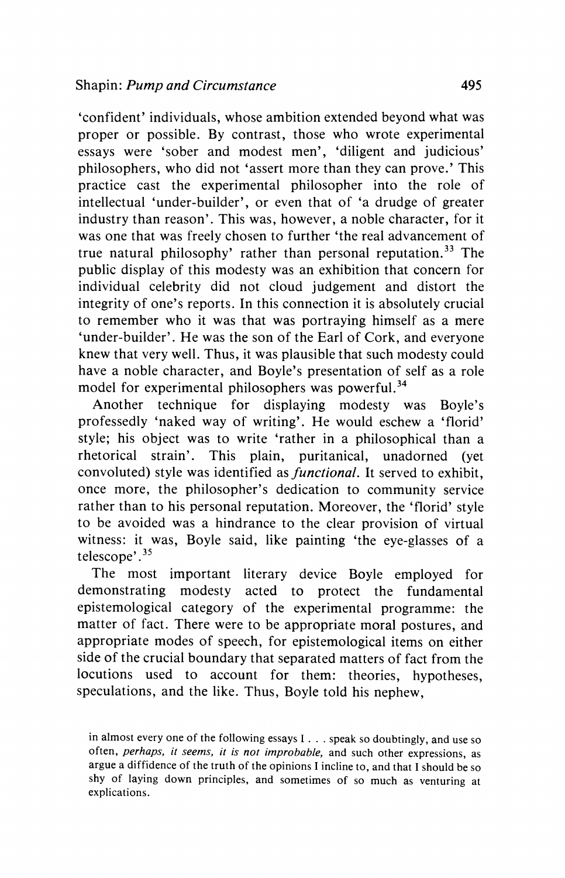'confident' individuals, whose ambition extended beyond what was proper or possible. By contrast, those who wrote experimental essays were 'sober and modest men', 'diligent and judicious' philosophers, who did not 'assert more than they can prove.' This practice cast the experimental philosopher into the role of intellectual 'under-builder', or even that of 'a drudge of greater industry than reason'. This was, however, a noble character, for it was one that was freely chosen to further 'the real advancement of true natural philosophy' rather than personal reputation.[33] The public display of this modesty was an exhibition that concern for individual celebrity did not cloud judgement and distort the integrity of one's reports. In this connection it is absolutely crucial to remember who it was that was portraying himself as a mere 'under-builder'. He was the son of the Earl of Cork, and everyone knew that very well. Thus, it was plausible that such modesty could have a noble character, and Boyle's presentation of self as a role model for experimental philosophers was powerful.[34]

Another technique for displaying modesty was Boyle's professedly 'naked way of writing'. He would eschew a 'florid' style; his object was to write 'rather in a philosophical than a rhetorical strain'. This plain, puritanical, unadorned (yet convoluted) style was identified as *functional*. It served to exhibit, once more, the philosopher's dedication to community service rather than to his personal reputation. Moreover, the 'florid' style to be avoided was a hindrance to the clear provision of virtual witness: it was, Boyle said, like painting 'the eye-glasses of a telescope'.[35]

The most important literary device Boyle employed for demonstrating modesty acted to protect the fundamental epistemological category of the experimental programme: the matter of fact. There were to be appropriate moral postures, and appropriate modes of speech, for epistemological items on either side of the crucial boundary that separated matters of fact from the locutions used to account for them: theories, hypotheses, speculations, and the like. Thus, Boyle told his nephew,

> in almost every one of the following essays I . . . speak so doubtingly, and use so often, *perhaps, it seems, it is not improbable,* and such other expressions, as argue a diffidence of the truth of the opinions I incline to, and that I should be so shy of laying down principles, and sometimes of so much as venturing at explications.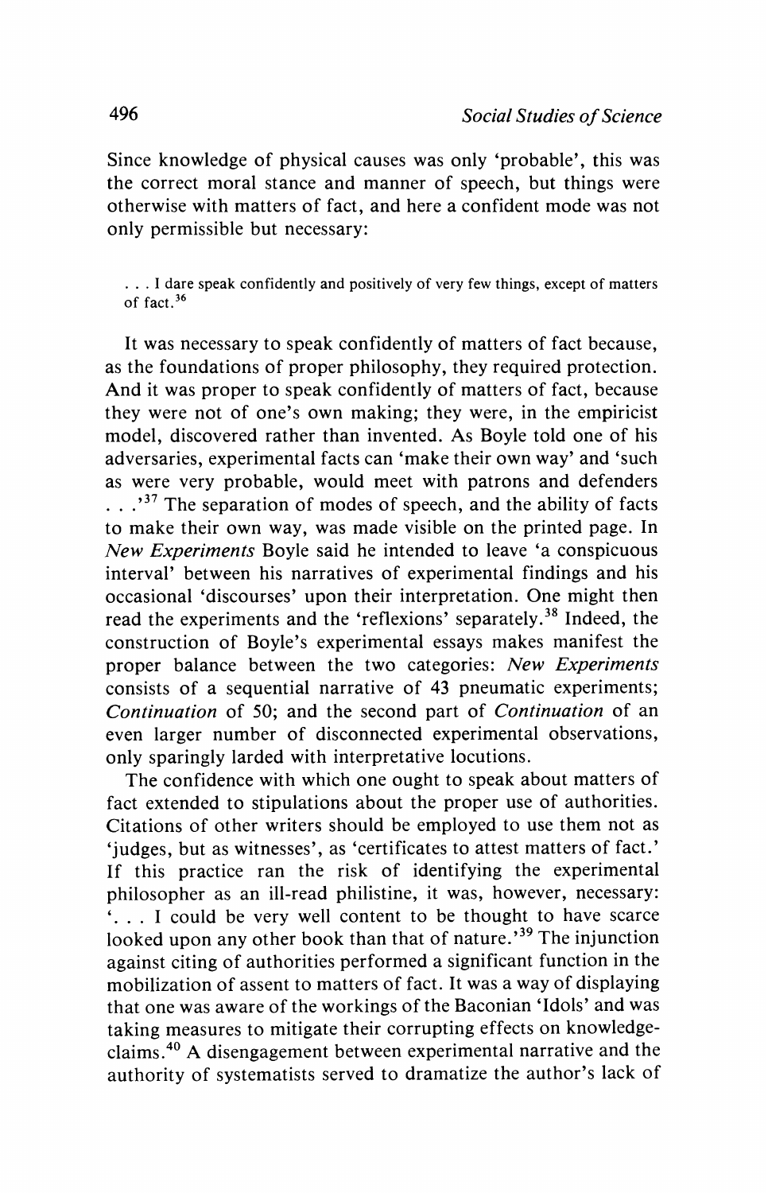Since knowledge of physical causes was only 'probable', this was the correct moral stance and manner of speech, but things were otherwise with matters of fact, and here a confident mode was not only permissible but necessary:

> . . . I dare speak confidently and positively of very few things, except of matters of fact.[36]

It was necessary to speak confidently of matters of fact because, as the foundations of proper philosophy, they required protection. And it was proper to speak confidently of matters of fact, because they were not of one's own making; they were, in the empiricist model, discovered rather than invented. As Boyle told one of his adversaries, experimental facts can 'make their own way' and 'such as were very probable, would meet with patrons and defenders . . .'[37] The separation of modes of speech, and the ability of facts to make their own way, was made visible on the printed page. In *New Experiments* Boyle said he intended to leave 'a conspicuous interval' between his narratives of experimental findings and his occasional 'discourses' upon their interpretation. One might then read the experiments and the 'reflexions' separately.[38] Indeed, the construction of Boyle's experimental essays makes manifest the proper balance between the two categories: *New Experiments* consists of a sequential narrative of 43 pneumatic experiments; *Continuation* of 50; and the second part of *Continuation* of an even larger number of disconnected experimental observations, only sparingly larded with interpretative locutions.

The confidence with which one ought to speak about matters of fact extended to stipulations about the proper use of authorities. Citations of other writers should be employed to use them not as 'judges, but as witnesses', as 'certificates to attest matters of fact.' If this practice ran the risk of identifying the experimental philosopher as an ill-read philistine, it was, however, necessary: '. . . I could be very well content to be thought to have scarce looked upon any other book than that of nature.'[39] The injunction against citing of authorities performed a significant function in the mobilization of assent to matters of fact. It was a way of displaying that one was aware of the workings of the Baconian 'Idols' and was taking measures to mitigate their corrupting effects on knowledge-claims.[40] A disengagement between experimental narrative and the authority of systematists served to dramatize the author's lack of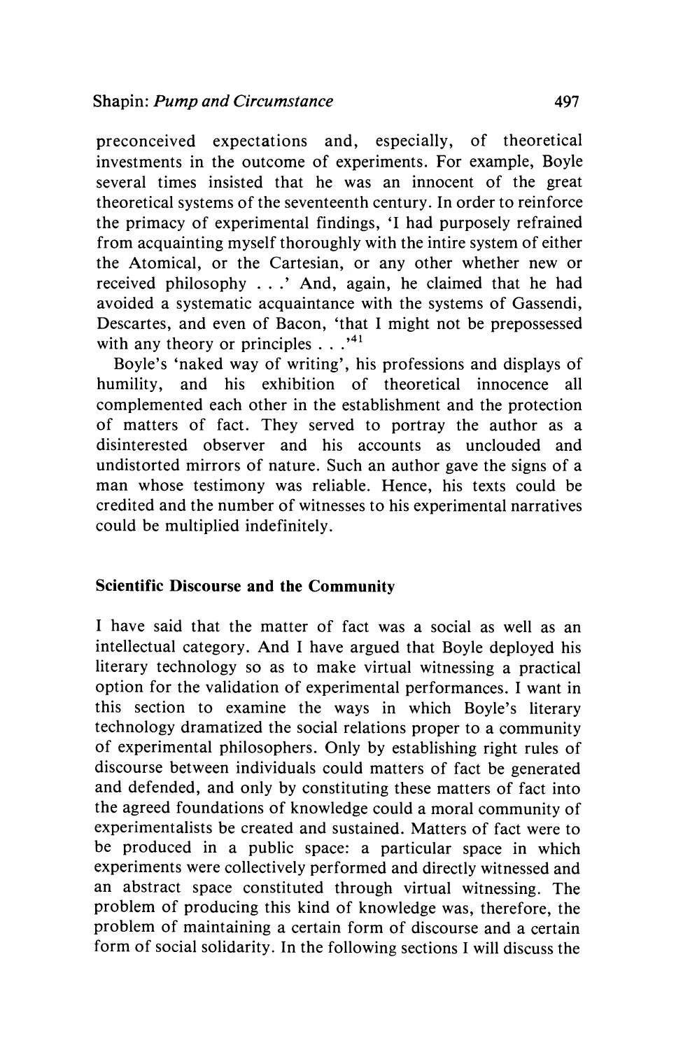preconceived expectations and, especially, of theoretical investments in the outcome of experiments. For example, Boyle several times insisted that he was an innocent of the great theoretical systems of the seventeenth century. In order to reinforce the primacy of experimental findings, 'I had purposely refrained from acquainting myself thoroughly with the intire system of either the Atomical, or the Cartesian, or any other whether new or received philosophy . . .' And, again, he claimed that he had avoided a systematic acquaintance with the systems of Gassendi, Descartes, and even of Bacon, 'that I might not be prepossessed with any theory or principles . . .'[41]

Boyle's 'naked way of writing', his professions and displays of humility, and his exhibition of theoretical innocence all complemented each other in the establishment and the protection of matters of fact. They served to portray the author as a disinterested observer and his accounts as unclouded and undistorted mirrors of nature. Such an author gave the signs of a man whose testimony was reliable. Hence, his texts could be credited and the number of witnesses to his experimental narratives could be multiplied indefinitely.

### Scientific Discourse and the Community

I have said that the matter of fact was a social as well as an intellectual category. And I have argued that Boyle deployed his literary technology so as to make virtual witnessing a practical option for the validation of experimental performances. I want in this section to examine the ways in which Boyle's literary technology dramatized the social relations proper to a community of experimental philosophers. Only by establishing right rules of discourse between individuals could matters of fact be generated and defended, and only by constituting these matters of fact into the agreed foundations of knowledge could a moral community of experimentalists be created and sustained. Matters of fact were to be produced in a public space: a particular space in which experiments were collectively performed and directly witnessed and an abstract space constituted through virtual witnessing. The problem of producing this kind of knowledge was, therefore, the problem of maintaining a certain form of discourse and a certain form of social solidarity. In the following sections I will discuss the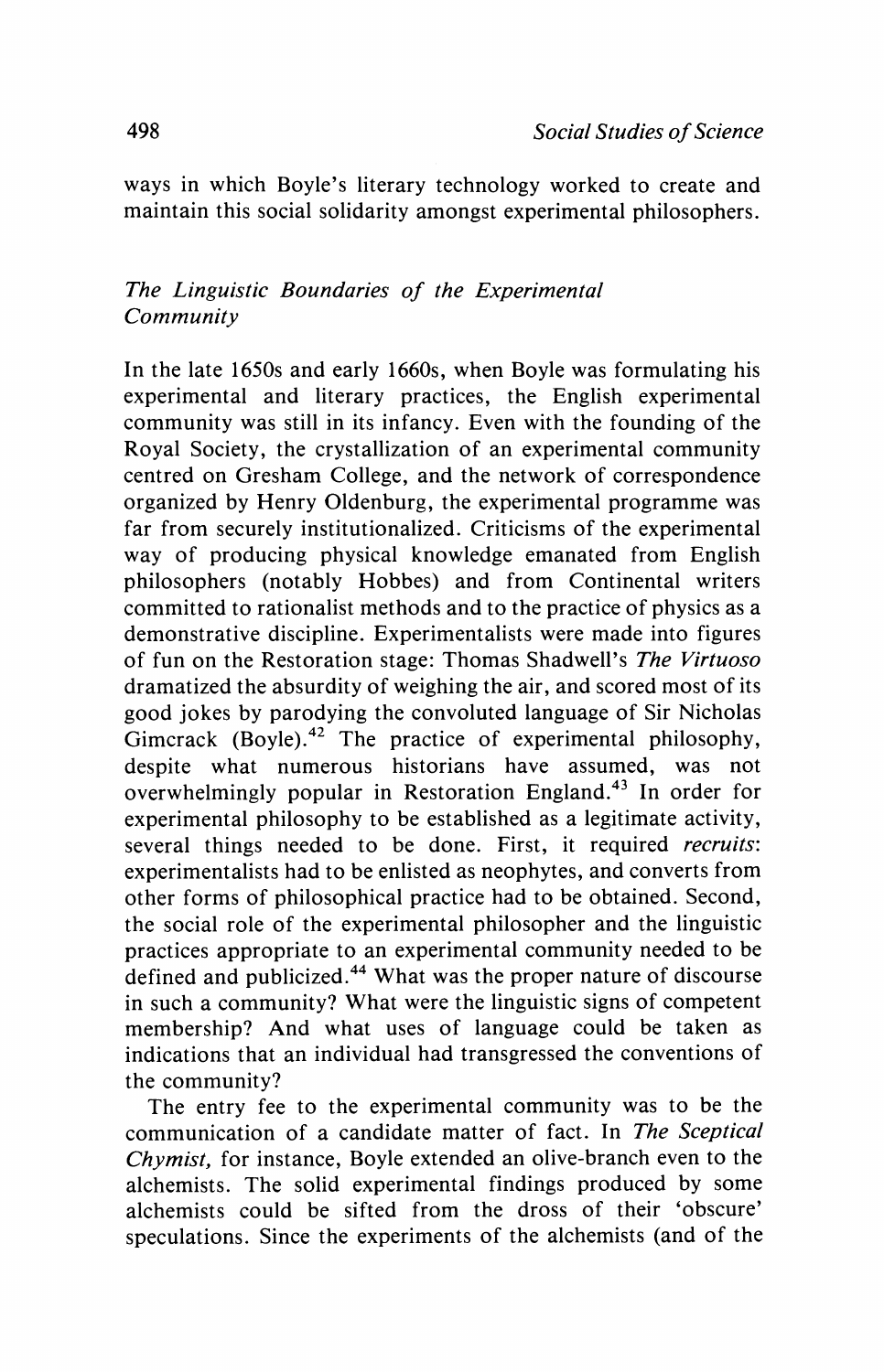ways in which Boyle's literary technology worked to create and maintain this social solidarity amongst experimental philosophers.

## *The Linguistic Boundaries of the Experimental Community*

In the late 1650s and early 1660s, when Boyle was formulating his experimental and literary practices, the English experimental community was still in its infancy. Even with the founding of the Royal Society, the crystallization of an experimental community centred on Gresham College, and the network of correspondence organized by Henry Oldenburg, the experimental programme was far from securely institutionalized. Criticisms of the experimental way of producing physical knowledge emanated from English philosophers (notably Hobbes) and from Continental writers committed to rationalist methods and to the practice of physics as a demonstrative discipline. Experimentalists were made into figures of fun on the Restoration stage: Thomas Shadwell's *The Virtuoso* dramatized the absurdity of weighing the air, and scored most of its good jokes by parodying the convoluted language of Sir Nicholas Gimcrack (Boyle).[42] The practice of experimental philosophy, despite what numerous historians have assumed, was not overwhelmingly popular in Restoration England.[43] In order for experimental philosophy to be established as a legitimate activity, several things needed to be done. First, it required *recruits*: experimentalists had to be enlisted as neophytes, and converts from other forms of philosophical practice had to be obtained. Second, the social role of the experimental philosopher and the linguistic practices appropriate to an experimental community needed to be defined and publicized.[44] What was the proper nature of discourse in such a community? What were the linguistic signs of competent membership? And what uses of language could be taken as indications that an individual had transgressed the conventions of the community?

The entry fee to the experimental community was to be the communication of a candidate matter of fact. In *The Sceptical Chymist*, for instance, Boyle extended an olive-branch even to the alchemists. The solid experimental findings produced by some alchemists could be sifted from the dross of their 'obscure' speculations. Since the experiments of the alchemists (and of the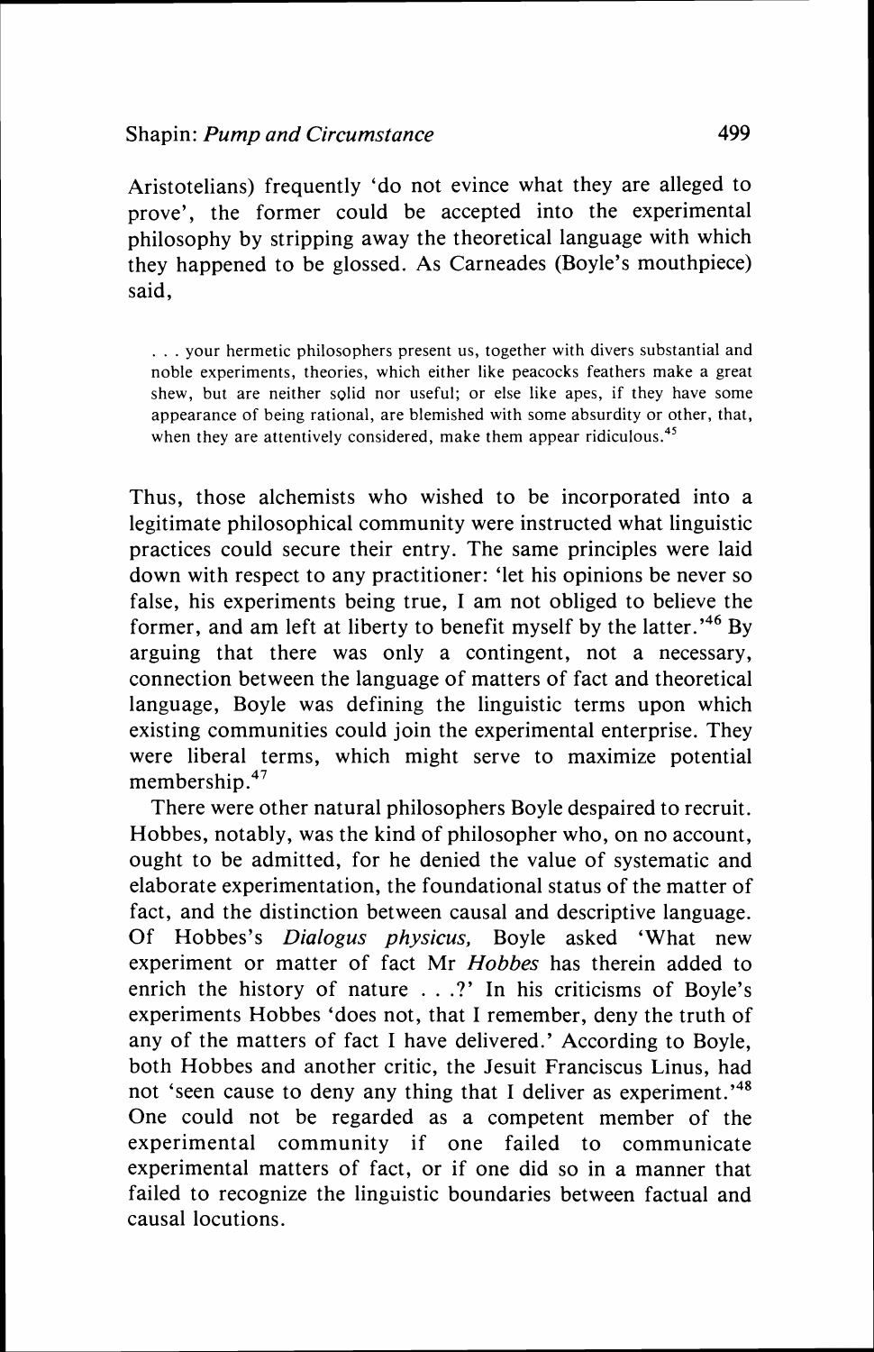Aristotelians) frequently 'do not evince what they are alleged to prove', the former could be accepted into the experimental philosophy by stripping away the theoretical language with which they happened to be glossed. As Carneades (Boyle's mouthpiece) said,

> . . . your hermetic philosophers present us, together with divers substantial and noble experiments, theories, which either like peacocks feathers make a great shew, but are neither solid nor useful; or else like apes, if they have some appearance of being rational, are blemished with some absurdity or other, that, when they are attentively considered, make them appear ridiculous.[45]

Thus, those alchemists who wished to be incorporated into a legitimate philosophical community were instructed what linguistic practices could secure their entry. The same principles were laid down with respect to any practitioner: 'let his opinions be never so false, his experiments being true, I am not obliged to believe the former, and am left at liberty to benefit myself by the latter.'[46] By arguing that there was only a contingent, not a necessary, connection between the language of matters of fact and theoretical language, Boyle was defining the linguistic terms upon which existing communities could join the experimental enterprise. They were liberal terms, which might serve to maximize potential membership.[47]

There were other natural philosophers Boyle despaired to recruit. Hobbes, notably, was the kind of philosopher who, on no account, ought to be admitted, for he denied the value of systematic and elaborate experimentation, the foundational status of the matter of fact, and the distinction between causal and descriptive language. Of Hobbes's *Dialogus physicus,* Boyle asked 'What new experiment or matter of fact Mr *Hobbes* has therein added to enrich the history of nature . . .?' In his criticisms of Boyle's experiments Hobbes 'does not, that I remember, deny the truth of any of the matters of fact I have delivered.' According to Boyle, both Hobbes and another critic, the Jesuit Franciscus Linus, had not 'seen cause to deny any thing that I deliver as experiment.'[48] One could not be regarded as a competent member of the experimental community if one failed to communicate experimental matters of fact, or if one did so in a manner that failed to recognize the linguistic boundaries between factual and causal locutions.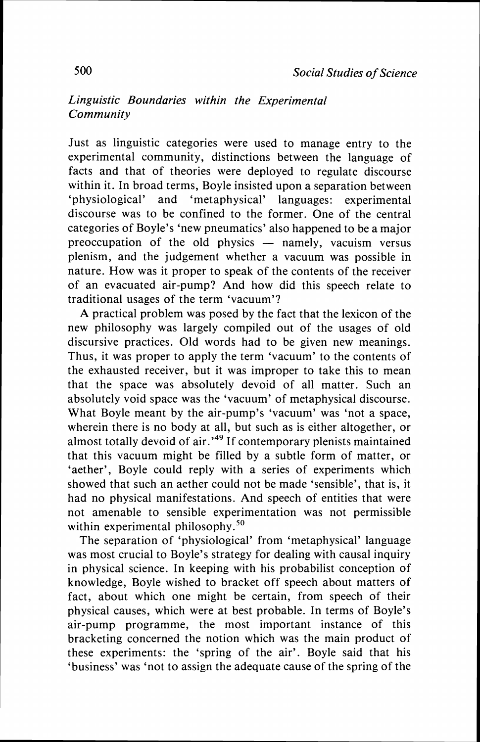### *Linguistic Boundaries within the Experimental Community*

Just as linguistic categories were used to manage entry to the experimental community, distinctions between the language of facts and that of theories were deployed to regulate discourse within it. In broad terms, Boyle insisted upon a separation between 'physiological' and 'metaphysical' languages: experimental discourse was to be confined to the former. One of the central categories of Boyle's 'new pneumatics' also happened to be a major preoccupation of the old physics — namely, vacuism versus plenism, and the judgement whether a vacuum was possible in nature. How was it proper to speak of the contents of the receiver of an evacuated air-pump? And how did this speech relate to traditional usages of the term 'vacuum'?

A practical problem was posed by the fact that the lexicon of the new philosophy was largely compiled out of the usages of old discursive practices. Old words had to be given new meanings. Thus, it was proper to apply the term 'vacuum' to the contents of the exhausted receiver, but it was improper to take this to mean that the space was absolutely devoid of all matter. Such an absolutely void space was the 'vacuum' of metaphysical discourse. What Boyle meant by the air-pump's 'vacuum' was 'not a space, wherein there is no body at all, but such as is either altogether, or almost totally devoid of air.'[49] If contemporary plenists maintained that this vacuum might be filled by a subtle form of matter, or 'aether', Boyle could reply with a series of experiments which showed that such an aether could not be made 'sensible', that is, it had no physical manifestations. And speech of entities that were not amenable to sensible experimentation was not permissible within experimental philosophy.[50]

The separation of 'physiological' from 'metaphysical' language was most crucial to Boyle's strategy for dealing with causal inquiry in physical science. In keeping with his probabilist conception of knowledge, Boyle wished to bracket off speech about matters of fact, about which one might be certain, from speech of their physical causes, which were at best probable. In terms of Boyle's air-pump programme, the most important instance of this bracketing concerned the notion which was the main product of these experiments: the 'spring of the air'. Boyle said that his 'business' was 'not to assign the adequate cause of the spring of the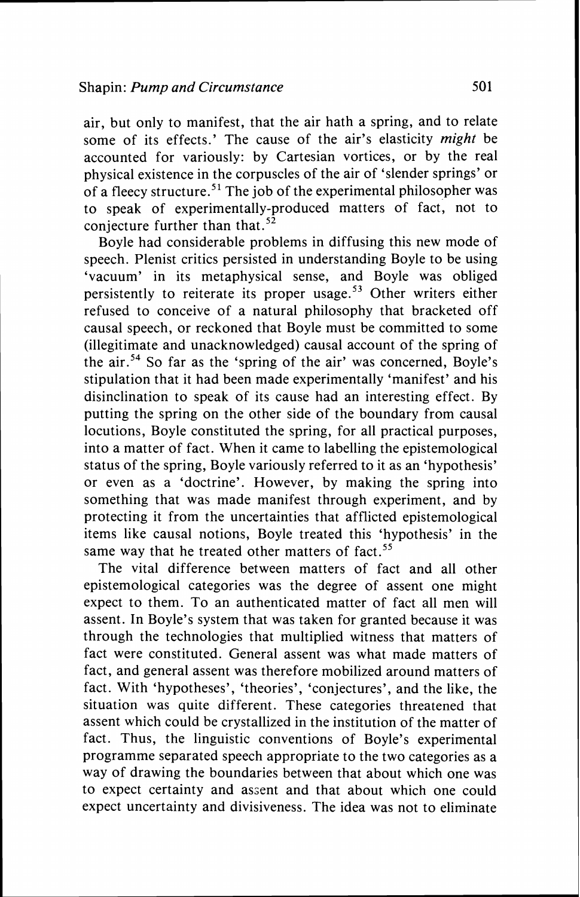air, but only to manifest, that the air hath a spring, and to relate some of its effects.' The cause of the air's elasticity *might* be accounted for variously: by Cartesian vortices, or by the real physical existence in the corpuscles of the air of 'slender springs' or of a fleecy structure.[51] The job of the experimental philosopher was to speak of experimentally-produced matters of fact, not to conjecture further than that.[52]

Boyle had considerable problems in diffusing this new mode of speech. Plenist critics persisted in understanding Boyle to be using 'vacuum' in its metaphysical sense, and Boyle was obliged persistently to reiterate its proper usage.[53] Other writers either refused to conceive of a natural philosophy that bracketed off causal speech, or reckoned that Boyle must be committed to some (illegitimate and unacknowledged) causal account of the spring of the air.[54] So far as the 'spring of the air' was concerned, Boyle's stipulation that it had been made experimentally 'manifest' and his disinclination to speak of its cause had an interesting effect. By putting the spring on the other side of the boundary from causal locutions, Boyle constituted the spring, for all practical purposes, into a matter of fact. When it came to labelling the epistemological status of the spring, Boyle variously referred to it as an 'hypothesis' or even as a 'doctrine'. However, by making the spring into something that was made manifest through experiment, and by protecting it from the uncertainties that afflicted epistemological items like causal notions, Boyle treated this 'hypothesis' in the same way that he treated other matters of fact.[55]

The vital difference between matters of fact and all other epistemological categories was the degree of assent one might expect to them. To an authenticated matter of fact all men will assent. In Boyle's system that was taken for granted because it was through the technologies that multiplied witness that matters of fact were constituted. General assent was what made matters of fact, and general assent was therefore mobilized around matters of fact. With 'hypotheses', 'theories', 'conjectures', and the like, the situation was quite different. These categories threatened that assent which could be crystallized in the institution of the matter of fact. Thus, the linguistic conventions of Boyle's experimental programme separated speech appropriate to the two categories as a way of drawing the boundaries between that about which one was to expect certainty and assent and that about which one could expect uncertainty and divisiveness. The idea was not to eliminate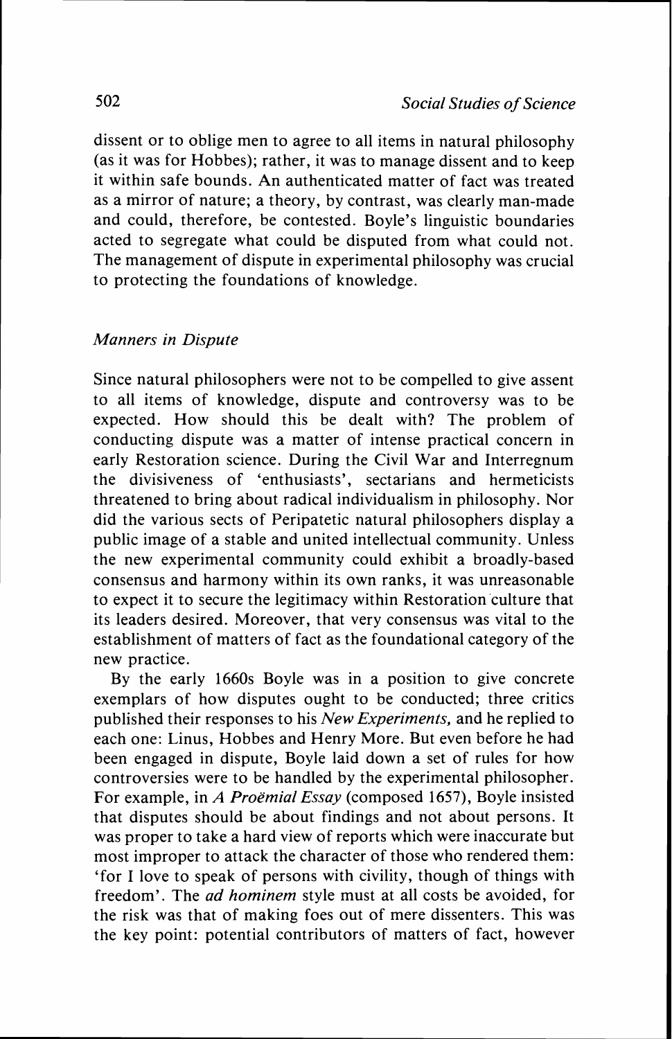dissent or to oblige men to agree to all items in natural philosophy (as it was for Hobbes); rather, it was to manage dissent and to keep it within safe bounds. An authenticated matter of fact was treated as a mirror of nature; a theory, by contrast, was clearly man-made and could, therefore, be contested. Boyle's linguistic boundaries acted to segregate what could be disputed from what could not. The management of dispute in experimental philosophy was crucial to protecting the foundations of knowledge.

### *Manners in Dispute*

Since natural philosophers were not to be compelled to give assent to all items of knowledge, dispute and controversy was to be expected. How should this be dealt with? The problem of conducting dispute was a matter of intense practical concern in early Restoration science. During the Civil War and Interregnum the divisiveness of 'enthusiasts', sectarians and hermeticists threatened to bring about radical individualism in philosophy. Nor did the various sects of Peripatetic natural philosophers display a public image of a stable and united intellectual community. Unless the new experimental community could exhibit a broadly-based consensus and harmony within its own ranks, it was unreasonable to expect it to secure the legitimacy within Restoration culture that its leaders desired. Moreover, that very consensus was vital to the establishment of matters of fact as the foundational category of the new practice.

By the early 1660s Boyle was in a position to give concrete exemplars of how disputes ought to be conducted; three critics published their responses to his *New Experiments,* and he replied to each one: Linus, Hobbes and Henry More. But even before he had been engaged in dispute, Boyle laid down a set of rules for how controversies were to be handled by the experimental philosopher. For example, in *A Proëmial Essay* (composed 1657), Boyle insisted that disputes should be about findings and not about persons. It was proper to take a hard view of reports which were inaccurate but most improper to attack the character of those who rendered them: 'for I love to speak of persons with civility, though of things with freedom'. The *ad hominem* style must at all costs be avoided, for the risk was that of making foes out of mere dissenters. This was the key point: potential contributors of matters of fact, however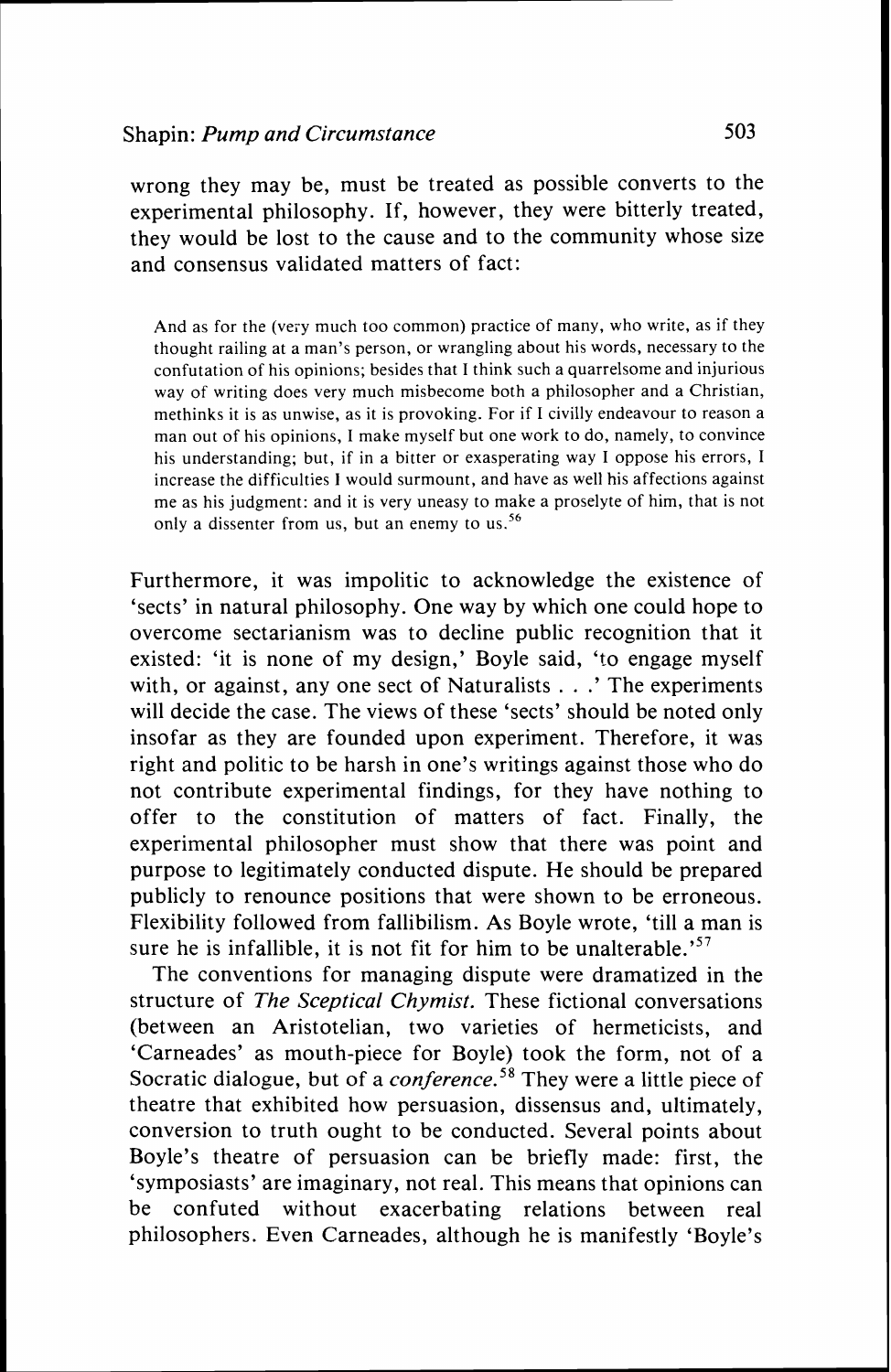wrong they may be, must be treated as possible converts to the experimental philosophy. If, however, they were bitterly treated, they would be lost to the cause and to the community whose size and consensus validated matters of fact:

> And as for the (very much too common) practice of many, who write, as if they thought railing at a man's person, or wrangling about his words, necessary to the confutation of his opinions; besides that I think such a quarrelsome and injurious way of writing does very much misbecome both a philosopher and a Christian, methinks it is as unwise, as it is provoking. For if I civilly endeavour to reason a man out of his opinions, I make myself but one work to do, namely, to convince his understanding; but, if in a bitter or exasperating way I oppose his errors, I increase the difficulties I would surmount, and have as well his affections against me as his judgment: and it is very uneasy to make a proselyte of him, that is not only a dissenter from us, but an enemy to us.[56]

Furthermore, it was impolitic to acknowledge the existence of 'sects' in natural philosophy. One way by which one could hope to overcome sectarianism was to decline public recognition that it existed: 'it is none of my design,' Boyle said, 'to engage myself with, or against, any one sect of Naturalists . . .' The experiments will decide the case. The views of these 'sects' should be noted only insofar as they are founded upon experiment. Therefore, it was right and politic to be harsh in one's writings against those who do not contribute experimental findings, for they have nothing to offer to the constitution of matters of fact. Finally, the experimental philosopher must show that there was point and purpose to legitimately conducted dispute. He should be prepared publicly to renounce positions that were shown to be erroneous. Flexibility followed from fallibilism. As Boyle wrote, 'till a man is sure he is infallible, it is not fit for him to be unalterable.'[57]

The conventions for managing dispute were dramatized in the structure of *The Sceptical Chymist*. These fictional conversations (between an Aristotelian, two varieties of hermeticists, and 'Carneades' as mouth-piece for Boyle) took the form, not of a Socratic dialogue, but of a *conference*.[58] They were a little piece of theatre that exhibited how persuasion, dissensus and, ultimately, conversion to truth ought to be conducted. Several points about Boyle's theatre of persuasion can be briefly made: first, the 'symposiasts' are imaginary, not real. This means that opinions can be confuted without exacerbating relations between real philosophers. Even Carneades, although he is manifestly 'Boyle's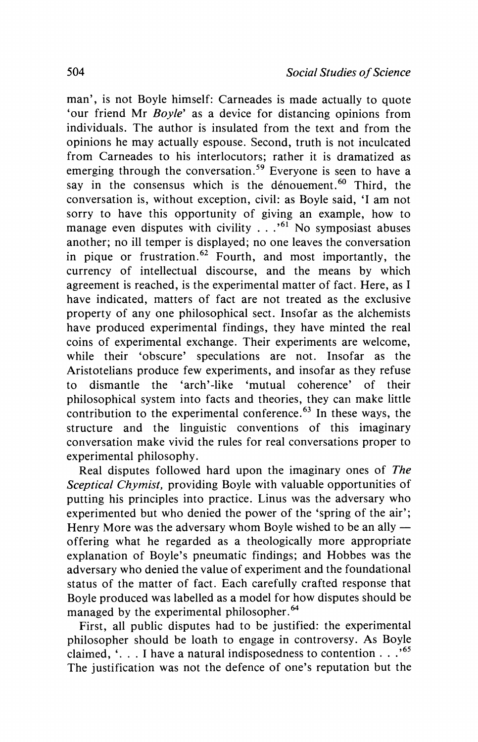man', is not Boyle himself: Carneades is made actually to quote 'our friend Mr *Boyle*' as a device for distancing opinions from individuals. The author is insulated from the text and from the opinions he may actually espouse. Second, truth is not inculcated from Carneades to his interlocutors; rather it is dramatized as emerging through the conversation.[59] Everyone is seen to have a say in the consensus which is the dénouement.[60] Third, the conversation is, without exception, civil: as Boyle said, 'I am not sorry to have this opportunity of giving an example, how to manage even disputes with civility . . .'[61] No symposiast abuses another; no ill temper is displayed; no one leaves the conversation in pique or frustration.[62] Fourth, and most importantly, the currency of intellectual discourse, and the means by which agreement is reached, is the experimental matter of fact. Here, as I have indicated, matters of fact are not treated as the exclusive property of any one philosophical sect. Insofar as the alchemists have produced experimental findings, they have minted the real coins of experimental exchange. Their experiments are welcome, while their 'obscure' speculations are not. Insofar as the Aristotelians produce few experiments, and insofar as they refuse to dismantle the 'arch'-like 'mutual coherence' of their philosophical system into facts and theories, they can make little contribution to the experimental conference.[63] In these ways, the structure and the linguistic conventions of this imaginary conversation make vivid the rules for real conversations proper to experimental philosophy.

Real disputes followed hard upon the imaginary ones of *The Sceptical Chymist,* providing Boyle with valuable opportunities of putting his principles into practice. Linus was the adversary who experimented but who denied the power of the 'spring of the air'; Henry More was the adversary whom Boyle wished to be an ally — offering what he regarded as a theologically more appropriate explanation of Boyle's pneumatic findings; and Hobbes was the adversary who denied the value of experiment and the foundational status of the matter of fact. Each carefully crafted response that Boyle produced was labelled as a model for how disputes should be managed by the experimental philosopher.[64]

First, all public disputes had to be justified: the experimental philosopher should be loath to engage in controversy. As Boyle claimed, '. . . I have a natural indisposedness to contention . . .'[65] The justification was not the defence of one's reputation but the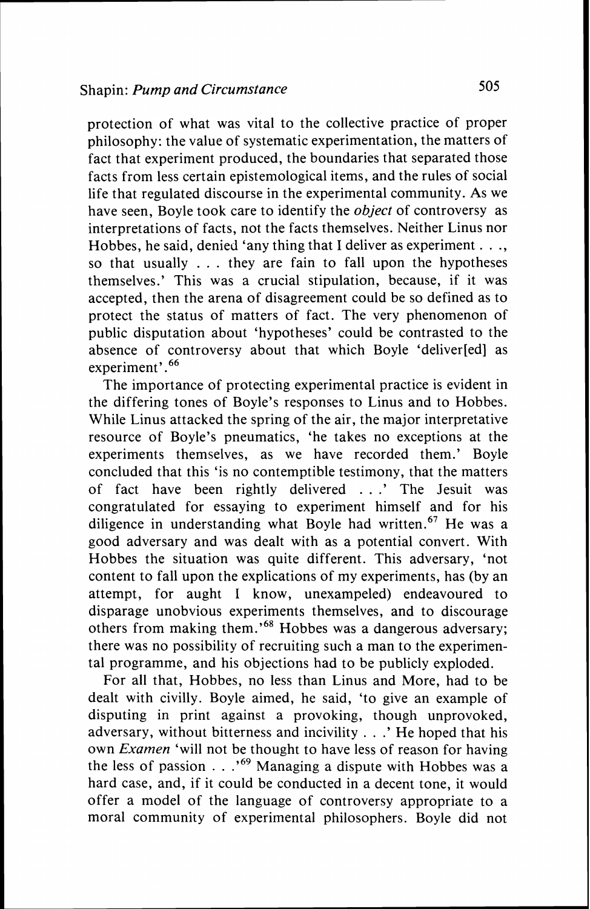protection of what was vital to the collective practice of proper philosophy: the value of systematic experimentation, the matters of fact that experiment produced, the boundaries that separated those facts from less certain epistemological items, and the rules of social life that regulated discourse in the experimental community. As we have seen, Boyle took care to identify the *object* of controversy as interpretations of facts, not the facts themselves. Neither Linus nor Hobbes, he said, denied 'any thing that I deliver as experiment . . ., so that usually . . . they are fain to fall upon the hypotheses themselves.' This was a crucial stipulation, because, if it was accepted, then the arena of disagreement could be so defined as to protect the status of matters of fact. The very phenomenon of public disputation about 'hypotheses' could be contrasted to the absence of controversy about that which Boyle 'deliver[ed] as experiment'.[66]

The importance of protecting experimental practice is evident in the differing tones of Boyle's responses to Linus and to Hobbes. While Linus attacked the spring of the air, the major interpretative resource of Boyle's pneumatics, 'he takes no exceptions at the experiments themselves, as we have recorded them.' Boyle concluded that this 'is no contemptible testimony, that the matters of fact have been rightly delivered . . .' The Jesuit was congratulated for essaying to experiment himself and for his diligence in understanding what Boyle had written.[67] He was a good adversary and was dealt with as a potential convert. With Hobbes the situation was quite different. This adversary, 'not content to fall upon the explications of my experiments, has (by an attempt, for aught I know, unexampeled) endeavoured to disparage unobvious experiments themselves, and to discourage others from making them.'[68] Hobbes was a dangerous adversary; there was no possibility of recruiting such a man to the experimental programme, and his objections had to be publicly exploded.

For all that, Hobbes, no less than Linus and More, had to be dealt with civilly. Boyle aimed, he said, 'to give an example of disputing in print against a provoking, though unprovoked, adversary, without bitterness and incivility . . .' He hoped that his own *Examen* 'will not be thought to have less of reason for having the less of passion . . .'[69] Managing a dispute with Hobbes was a hard case, and, if it could be conducted in a decent tone, it would offer a model of the language of controversy appropriate to a moral community of experimental philosophers. Boyle did not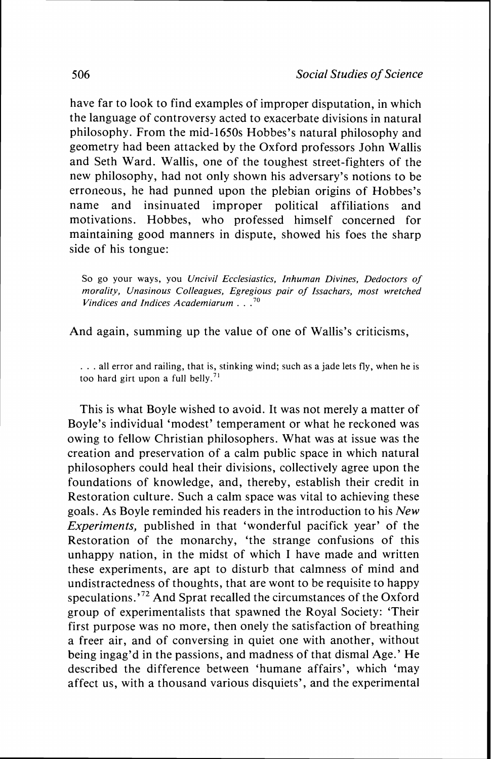have far to look to find examples of improper disputation, in which the language of controversy acted to exacerbate divisions in natural philosophy. From the mid-1650s Hobbes's natural philosophy and geometry had been attacked by the Oxford professors John Wallis and Seth Ward. Wallis, one of the toughest street-fighters of the new philosophy, had not only shown his adversary's notions to be erroneous, he had punned upon the plebian origins of Hobbes's name and insinuated improper political affiliations and motivations. Hobbes, who professed himself concerned for maintaining good manners in dispute, showed his foes the sharp side of his tongue:

> So go your ways, you *Uncivil Ecclesiastics, Inhuman Divines, Dedoctors of morality, Unasinous Colleagues, Egregious pair of Issachars, most wretched Vindices and Indices Academiarum . . .*[70]

And again, summing up the value of one of Wallis's criticisms,

> . . . all error and railing, that is, stinking wind; such as a jade lets fly, when he is too hard girt upon a full belly.[71]

This is what Boyle wished to avoid. It was not merely a matter of Boyle's individual 'modest' temperament or what he reckoned was owing to fellow Christian philosophers. What was at issue was the creation and preservation of a calm public space in which natural philosophers could heal their divisions, collectively agree upon the foundations of knowledge, and, thereby, establish their credit in Restoration culture. Such a calm space was vital to achieving these goals. As Boyle reminded his readers in the introduction to his *New Experiments,* published in that 'wonderful pacifick year' of the Restoration of the monarchy, 'the strange confusions of this unhappy nation, in the midst of which I have made and written these experiments, are apt to disturb that calmness of mind and undistractedness of thoughts, that are wont to be requisite to happy speculations.'[72] And Sprat recalled the circumstances of the Oxford group of experimentalists that spawned the Royal Society: 'Their first purpose was no more, then onely the satisfaction of breathing a freer air, and of conversing in quiet one with another, without being ingag'd in the passions, and madness of that dismal Age.' He described the difference between 'humane affairs', which 'may affect us, with a thousand various disquiets', and the experimental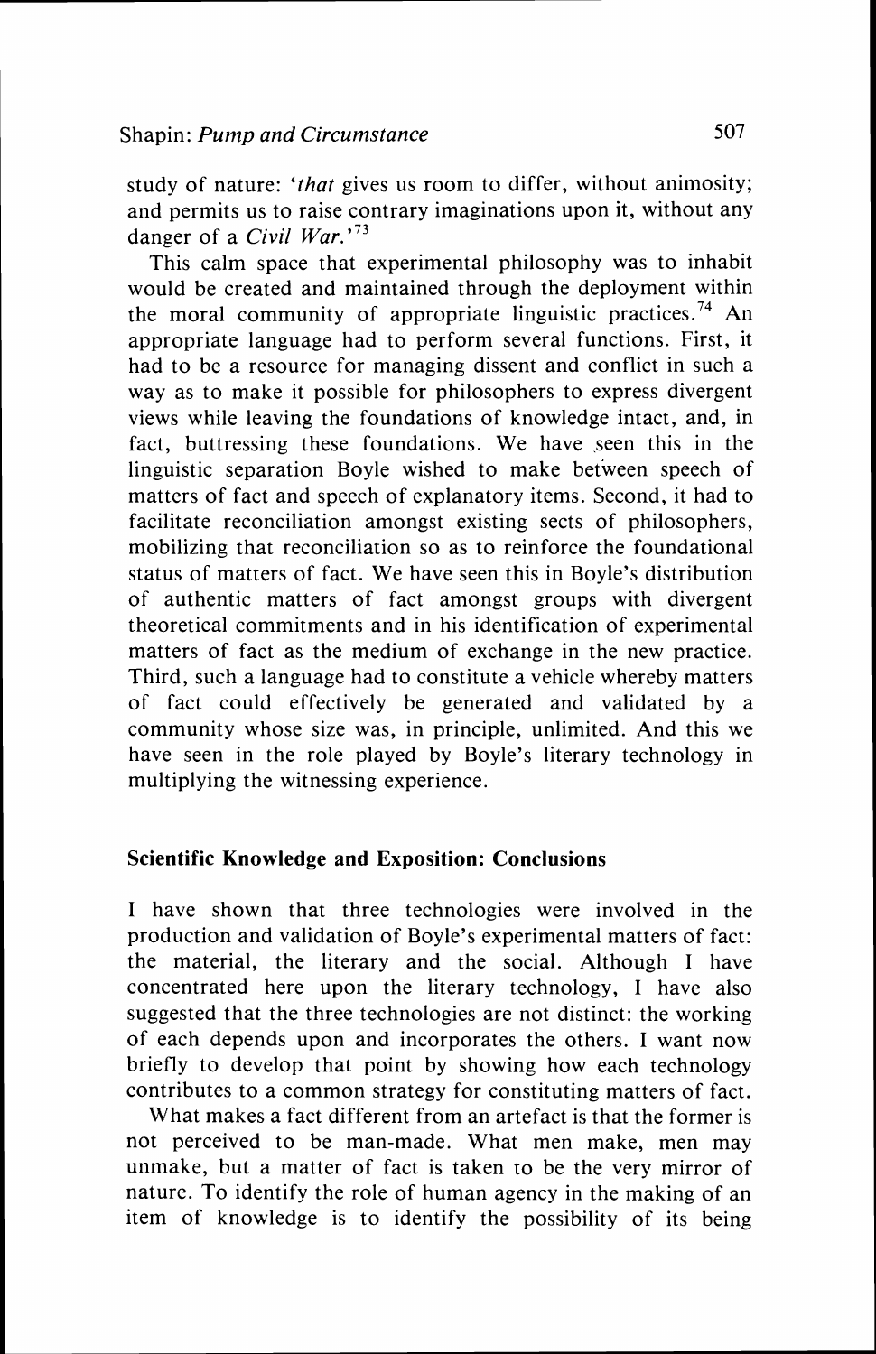study of nature: '*that* gives us room to differ, without animosity; and permits us to raise contrary imaginations upon it, without any danger of a *Civil War*.'[73]

This calm space that experimental philosophy was to inhabit would be created and maintained through the deployment within the moral community of appropriate linguistic practices.[74] An appropriate language had to perform several functions. First, it had to be a resource for managing dissent and conflict in such a way as to make it possible for philosophers to express divergent views while leaving the foundations of knowledge intact, and, in fact, buttressing these foundations. We have seen this in the linguistic separation Boyle wished to make between speech of matters of fact and speech of explanatory items. Second, it had to facilitate reconciliation amongst existing sects of philosophers, mobilizing that reconciliation so as to reinforce the foundational status of matters of fact. We have seen this in Boyle's distribution of authentic matters of fact amongst groups with divergent theoretical commitments and in his identification of experimental matters of fact as the medium of exchange in the new practice. Third, such a language had to constitute a vehicle whereby matters of fact could effectively be generated and validated by a community whose size was, in principle, unlimited. And this we have seen in the role played by Boyle's literary technology in multiplying the witnessing experience.

## Scientific Knowledge and Exposition: Conclusions

I have shown that three technologies were involved in the production and validation of Boyle's experimental matters of fact: the material, the literary and the social. Although I have concentrated here upon the literary technology, I have also suggested that the three technologies are not distinct: the working of each depends upon and incorporates the others. I want now briefly to develop that point by showing how each technology contributes to a common strategy for constituting matters of fact.

What makes a fact different from an artefact is that the former is not perceived to be man-made. What men make, men may unmake, but a matter of fact is taken to be the very mirror of nature. To identify the role of human agency in the making of an item of knowledge is to identify the possibility of its being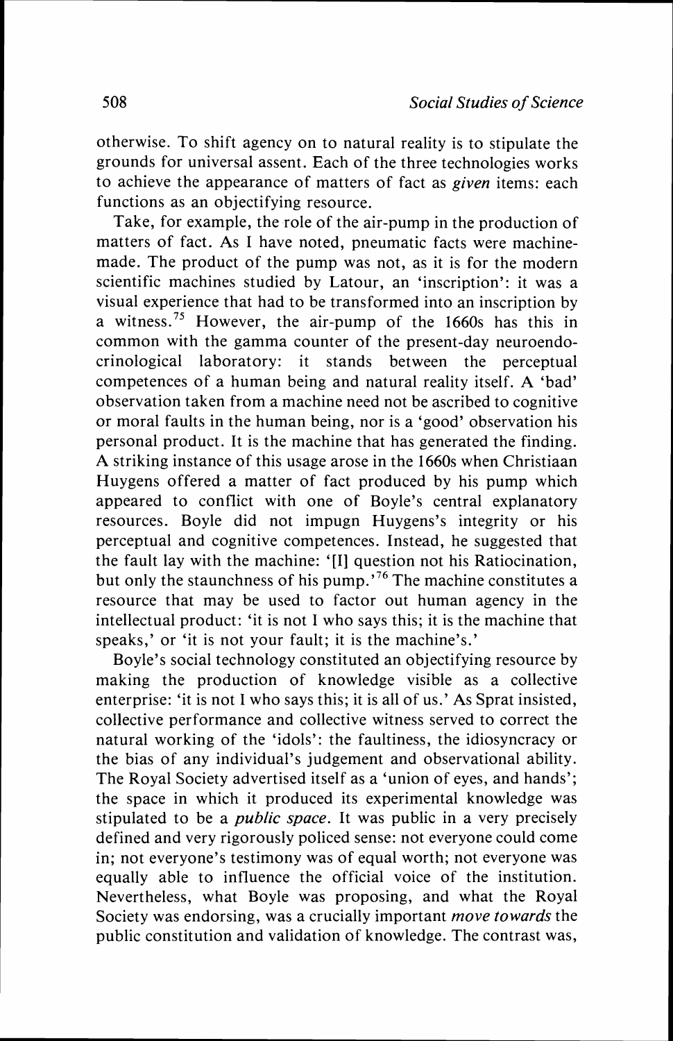otherwise. To shift agency on to natural reality is to stipulate the grounds for universal assent. Each of the three technologies works to achieve the appearance of matters of fact as *given* items: each functions as an objectifying resource.

Take, for example, the role of the air-pump in the production of matters of fact. As I have noted, pneumatic facts were machine-made. The product of the pump was not, as it is for the modern scientific machines studied by Latour, an 'inscription': it was a visual experience that had to be transformed into an inscription by a witness.[75] However, the air-pump of the 1660s has this in common with the gamma counter of the present-day neuroendocrinological laboratory: it stands between the perceptual competences of a human being and natural reality itself. A 'bad' observation taken from a machine need not be ascribed to cognitive or moral faults in the human being, nor is a 'good' observation his personal product. It is the machine that has generated the finding. A striking instance of this usage arose in the 1660s when Christiaan Huygens offered a matter of fact produced by his pump which appeared to conflict with one of Boyle's central explanatory resources. Boyle did not impugn Huygens's integrity or his perceptual and cognitive competences. Instead, he suggested that the fault lay with the machine: '[I] question not his Ratiocination, but only the staunchness of his pump.'[76] The machine constitutes a resource that may be used to factor out human agency in the intellectual product: 'it is not I who says this; it is the machine that speaks,' or 'it is not your fault; it is the machine's.'

Boyle's social technology constituted an objectifying resource by making the production of knowledge visible as a collective enterprise: 'it is not I who says this; it is all of us.' As Sprat insisted, collective performance and collective witness served to correct the natural working of the 'idols': the faultiness, the idiosyncracy or the bias of any individual's judgement and observational ability. The Royal Society advertised itself as a 'union of eyes, and hands'; the space in which it produced its experimental knowledge was stipulated to be a *public space*. It was public in a very precisely defined and very rigorously policed sense: not everyone could come in; not everyone's testimony was of equal worth; not everyone was equally able to influence the official voice of the institution. Nevertheless, what Boyle was proposing, and what the Royal Society was endorsing, was a crucially important *move towards* the public constitution and validation of knowledge. The contrast was,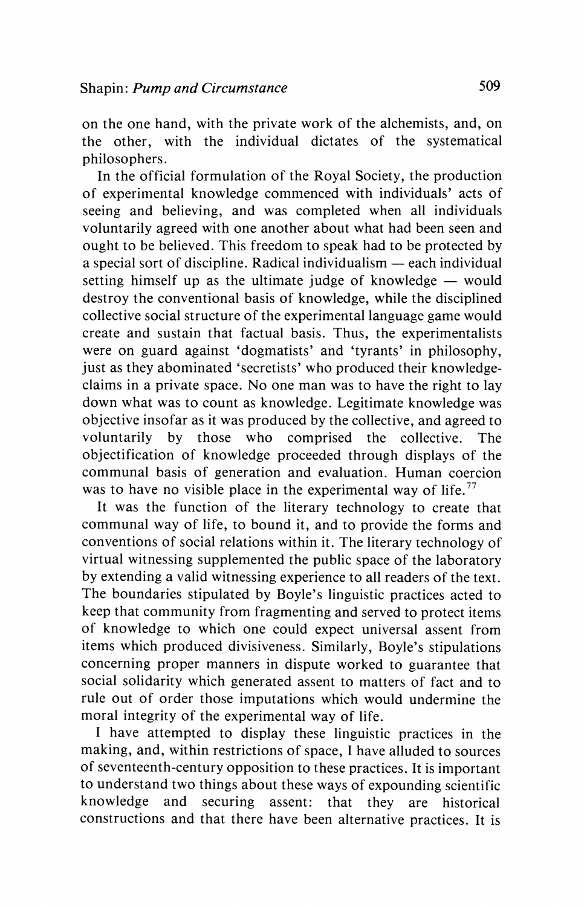on the one hand, with the private work of the alchemists, and, on the other, with the individual dictates of the systematical philosophers.

In the official formulation of the Royal Society, the production of experimental knowledge commenced with individuals' acts of seeing and believing, and was completed when all individuals voluntarily agreed with one another about what had been seen and ought to be believed. This freedom to speak had to be protected by a special sort of discipline. Radical individualism — each individual setting himself up as the ultimate judge of knowledge — would destroy the conventional basis of knowledge, while the disciplined collective social structure of the experimental language game would create and sustain that factual basis. Thus, the experimentalists were on guard against 'dogmatists' and 'tyrants' in philosophy, just as they abominated 'secretists' who produced their knowledge-claims in a private space. No one man was to have the right to lay down what was to count as knowledge. Legitimate knowledge was objective insofar as it was produced by the collective, and agreed to voluntarily by those who comprised the collective. The objectification of knowledge proceeded through displays of the communal basis of generation and evaluation. Human coercion was to have no visible place in the experimental way of life.[77]

It was the function of the literary technology to create that communal way of life, to bound it, and to provide the forms and conventions of social relations within it. The literary technology of virtual witnessing supplemented the public space of the laboratory by extending a valid witnessing experience to all readers of the text. The boundaries stipulated by Boyle's linguistic practices acted to keep that community from fragmenting and served to protect items of knowledge to which one could expect universal assent from items which produced divisiveness. Similarly, Boyle's stipulations concerning proper manners in dispute worked to guarantee that social solidarity which generated assent to matters of fact and to rule out of order those imputations which would undermine the moral integrity of the experimental way of life.

I have attempted to display these linguistic practices in the making, and, within restrictions of space, I have alluded to sources of seventeenth-century opposition to these practices. It is important to understand two things about these ways of expounding scientific knowledge and securing assent: that they are historical constructions and that there have been alternative practices. It is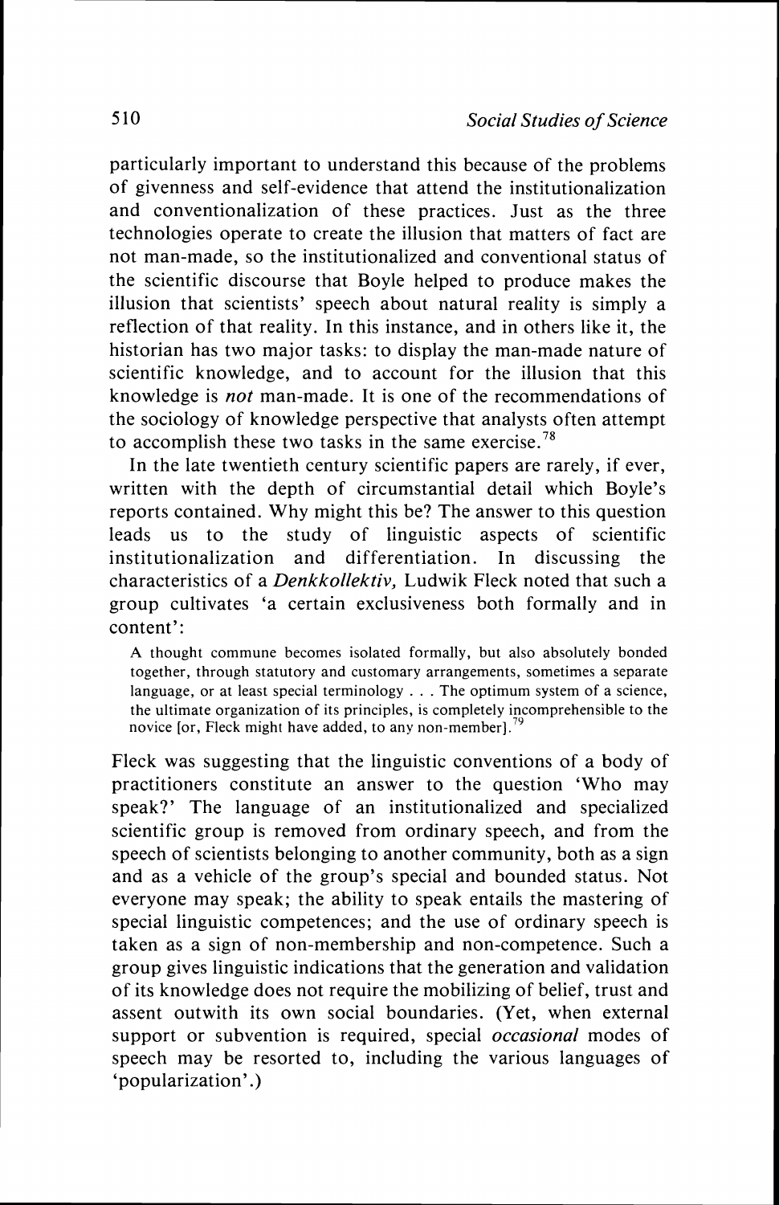particularly important to understand this because of the problems of givenness and self-evidence that attend the institutionalization and conventionalization of these practices. Just as the three technologies operate to create the illusion that matters of fact are not man-made, so the institutionalized and conventional status of the scientific discourse that Boyle helped to produce makes the illusion that scientists' speech about natural reality is simply a reflection of that reality. In this instance, and in others like it, the historian has two major tasks: to display the man-made nature of scientific knowledge, and to account for the illusion that this knowledge is *not* man-made. It is one of the recommendations of the sociology of knowledge perspective that analysts often attempt to accomplish these two tasks in the same exercise.[78]

In the late twentieth century scientific papers are rarely, if ever, written with the depth of circumstantial detail which Boyle's reports contained. Why might this be? The answer to this question leads us to the study of linguistic aspects of scientific institutionalization and differentiation. In discussing the characteristics of a *Denkkollektiv,* Ludwik Fleck noted that such a group cultivates 'a certain exclusiveness both formally and in content':

> A thought commune becomes isolated formally, but also absolutely bonded together, through statutory and customary arrangements, sometimes a separate language, or at least special terminology . . . The optimum system of a science, the ultimate organization of its principles, is completely incomprehensible to the novice [or, Fleck might have added, to any non-member].[79]

Fleck was suggesting that the linguistic conventions of a body of practitioners constitute an answer to the question 'Who may speak?' The language of an institutionalized and specialized scientific group is removed from ordinary speech, and from the speech of scientists belonging to another community, both as a sign and as a vehicle of the group's special and bounded status. Not everyone may speak; the ability to speak entails the mastering of special linguistic competences; and the use of ordinary speech is taken as a sign of non-membership and non-competence. Such a group gives linguistic indications that the generation and validation of its knowledge does not require the mobilizing of belief, trust and assent outwith its own social boundaries. (Yet, when external support or subvention is required, special *occasional* modes of speech may be resorted to, including the various languages of 'popularization'.)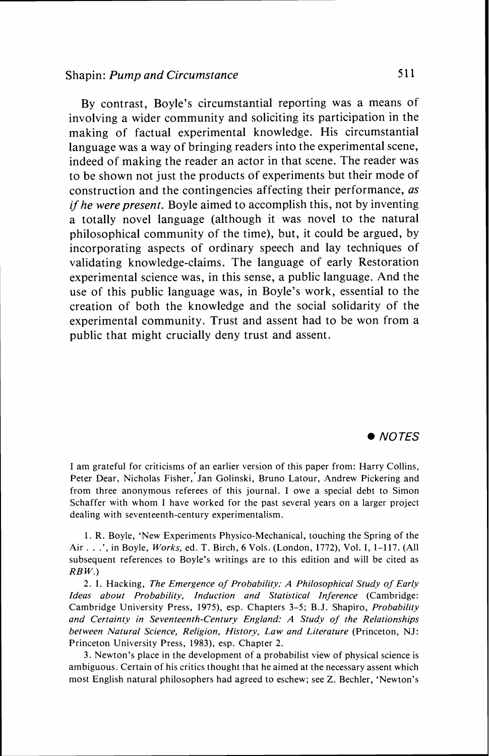By contrast, Boyle's circumstantial reporting was a means of involving a wider community and soliciting its participation in the making of factual experimental knowledge. His circumstantial language was a way of bringing readers into the experimental scene, indeed of making the reader an actor in that scene. The reader was to be shown not just the products of experiments but their mode of construction and the contingencies affecting their performance, *as if he were present*. Boyle aimed to accomplish this, not by inventing a totally novel language (although it was novel to the natural philosophical community of the time), but, it could be argued, by incorporating aspects of ordinary speech and lay techniques of validating knowledge-claims. The language of early Restoration experimental science was, in this sense, a public language. And the use of this public language was, in Boyle's work, essential to the creation of both the knowledge and the social solidarity of the experimental community. Trust and assent had to be won from a public that might crucially deny trust and assent.

## ● *NOTES*

I am grateful for criticisms of an earlier version of this paper from: Harry Collins, Peter Dear, Nicholas Fisher, Jan Golinski, Bruno Latour, Andrew Pickering and from three anonymous referees of this journal. I owe a special debt to Simon Schaffer with whom I have worked for the past several years on a larger project dealing with seventeenth-century experimentalism.

1. R. Boyle, 'New Experiments Physico-Mechanical, touching the Spring of the Air . . .', in Boyle, *Works*, ed. T. Birch, 6 Vols. (London, 1772), Vol. I, 1–117. (All subsequent references to Boyle's writings are to this edition and will be cited as *RBW*.)

2. I. Hacking, *The Emergence of Probability: A Philosophical Study of Early Ideas about Probability, Induction and Statistical Inference* (Cambridge: Cambridge University Press, 1975), esp. Chapters 3–5; B.J. Shapiro, *Probability and Certainty in Seventeenth-Century England: A Study of the Relationships between Natural Science, Religion, History, Law and Literature* (Princeton, NJ: Princeton University Press, 1983), esp. Chapter 2.

3. Newton's place in the development of a probabilist view of physical science is ambiguous. Certain of his critics thought that he aimed at the necessary assent which most English natural philosophers had agreed to eschew; see Z. Bechler, 'Newton's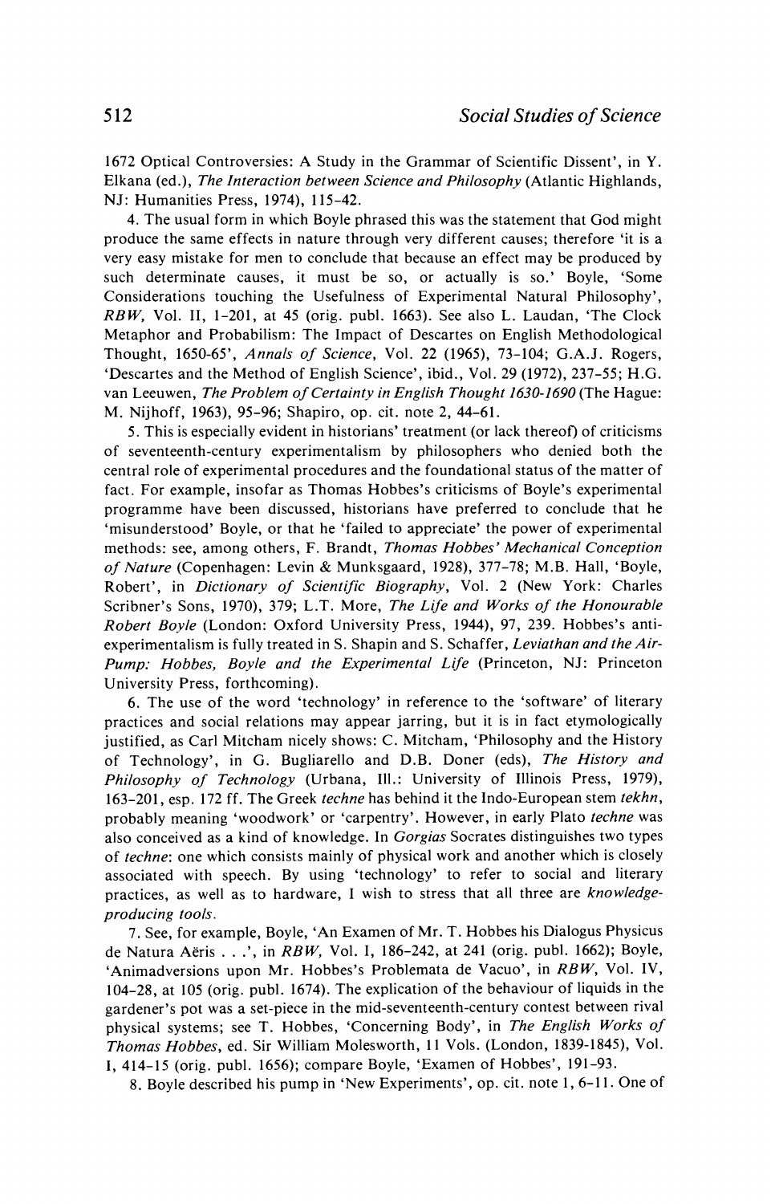1672 Optical Controversies: A Study in the Grammar of Scientific Dissent', in Y. Elkana (ed.), *The Interaction between Science and Philosophy* (Atlantic Highlands, NJ: Humanities Press, 1974), 115-42.

4. The usual form in which Boyle phrased this was the statement that God might produce the same effects in nature through very different causes; therefore 'it is a very easy mistake for men to conclude that because an effect may be produced by such determinate causes, it must be so, or actually is so.' Boyle, 'Some Considerations touching the Usefulness of Experimental Natural Philosophy', *RBW*, Vol. II, 1-201, at 45 (orig. publ. 1663). See also L. Laudan, 'The Clock Metaphor and Probabilism: The Impact of Descartes on English Methodological Thought, 1650-65', *Annals of Science*, Vol. 22 (1965), 73-104; G.A.J. Rogers, 'Descartes and the Method of English Science', ibid., Vol. 29 (1972), 237-55; H.G. van Leeuwen, *The Problem of Certainty in English Thought 1630-1690* (The Hague: M. Nijhoff, 1963), 95-96; Shapiro, op. cit. note 2, 44-61.

5. This is especially evident in historians' treatment (or lack thereof) of criticisms of seventeenth-century experimentalism by philosophers who denied both the central role of experimental procedures and the foundational status of the matter of fact. For example, insofar as Thomas Hobbes's criticisms of Boyle's experimental programme have been discussed, historians have preferred to conclude that he 'misunderstood' Boyle, or that he 'failed to appreciate' the power of experimental methods: see, among others, F. Brandt, *Thomas Hobbes' Mechanical Conception of Nature* (Copenhagen: Levin & Munksgaard, 1928), 377-78; M.B. Hall, 'Boyle, Robert', in *Dictionary of Scientific Biography*, Vol. 2 (New York: Charles Scribner's Sons, 1970), 379; L.T. More, *The Life and Works of the Honourable Robert Boyle* (London: Oxford University Press, 1944), 97, 239. Hobbes's anti-experimentalism is fully treated in S. Shapin and S. Schaffer, *Leviathan and the Air-Pump: Hobbes, Boyle and the Experimental Life* (Princeton, NJ: Princeton University Press, forthcoming).

6. The use of the word 'technology' in reference to the 'software' of literary practices and social relations may appear jarring, but it is in fact etymologically justified, as Carl Mitcham nicely shows: C. Mitcham, 'Philosophy and the History of Technology', in G. Bugliarello and D.B. Doner (eds), *The History and Philosophy of Technology* (Urbana, Ill.: University of Illinois Press, 1979), 163-201, esp. 172 ff. The Greek *techne* has behind it the Indo-European stem *tekhn*, probably meaning 'woodwork' or 'carpentry'. However, in early Plato *techne* was also conceived as a kind of knowledge. In *Gorgias* Socrates distinguishes two types of *techne*: one which consists mainly of physical work and another which is closely associated with speech. By using 'technology' to refer to social and literary practices, as well as to hardware, I wish to stress that all three are *knowledge-producing tools*.

7. See, for example, Boyle, 'An Examen of Mr. T. Hobbes his Dialogus Physicus de Natura Aëris . . .', in *RBW*, Vol. I, 186-242, at 241 (orig. publ. 1662); Boyle, 'Animadversions upon Mr. Hobbes's Problemata de Vacuo', in *RBW*, Vol. IV, 104-28, at 105 (orig. publ. 1674). The explication of the behaviour of liquids in the gardener's pot was a set-piece in the mid-seventeenth-century contest between rival physical systems; see T. Hobbes, 'Concerning Body', in *The English Works of Thomas Hobbes*, ed. Sir William Molesworth, 11 Vols. (London, 1839-1845), Vol. I, 414-15 (orig. publ. 1656); compare Boyle, 'Examen of Hobbes', 191-93.

8. Boyle described his pump in 'New Experiments', op. cit. note 1, 6-11. One of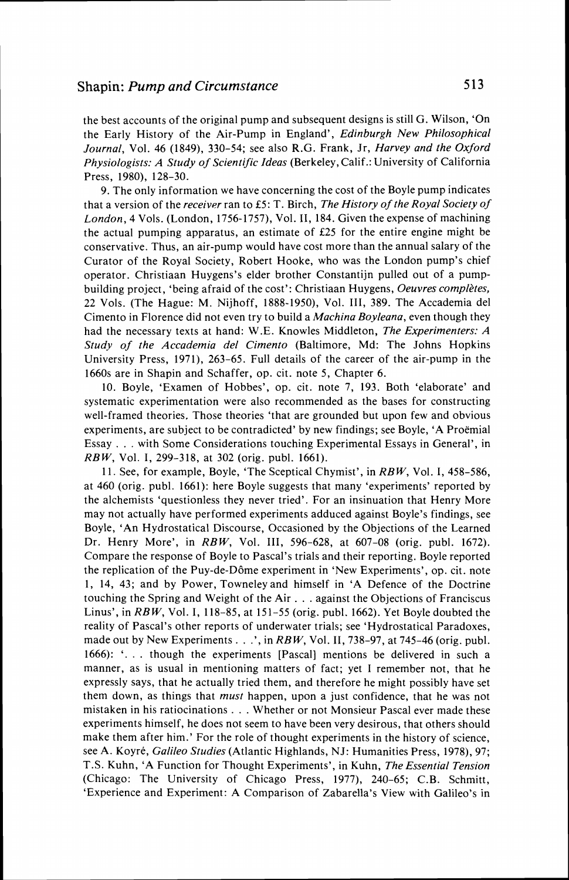the best accounts of the original pump and subsequent designs is still G. Wilson, 'On the Early History of the Air-Pump in England', *Edinburgh New Philosophical Journal*, Vol. 46 (1849), 330–54; see also R.G. Frank, Jr, *Harvey and the Oxford Physiologists: A Study of Scientific Ideas* (Berkeley, Calif.: University of California Press, 1980), 128–30.

9. The only information we have concerning the cost of the Boyle pump indicates that a version of the *receiver* ran to £5: T. Birch, *The History of the Royal Society of London*, 4 Vols. (London, 1756-1757), Vol. II, 184. Given the expense of machining the actual pumping apparatus, an estimate of £25 for the entire engine might be conservative. Thus, an air-pump would have cost more than the annual salary of the Curator of the Royal Society, Robert Hooke, who was the London pump's chief operator. Christiaan Huygens's elder brother Constantijn pulled out of a pump-building project, 'being afraid of the cost': Christiaan Huygens, *Oeuvres complètes*, 22 Vols. (The Hague: M. Nijhoff, 1888-1950), Vol. III, 389. The Accademia del Cimento in Florence did not even try to build a *Machina Boyleana*, even though they had the necessary texts at hand: W.E. Knowles Middleton, *The Experimenters: A Study of the Accademia del Cimento* (Baltimore, Md: The Johns Hopkins University Press, 1971), 263–65. Full details of the career of the air-pump in the 1660s are in Shapin and Schaffer, op. cit. note 5, Chapter 6.

10. Boyle, 'Examen of Hobbes', op. cit. note 7, 193. Both 'elaborate' and systematic experimentation were also recommended as the bases for constructing well-framed theories. Those theories 'that are grounded but upon few and obvious experiments, are subject to be contradicted' by new findings; see Boyle, 'A Proëmial Essay . . . with Some Considerations touching Experimental Essays in General', in *RBW*, Vol. I, 299–318, at 302 (orig. publ. 1661).

11. See, for example, Boyle, 'The Sceptical Chymist', in *RBW*, Vol. I, 458–586, at 460 (orig. publ. 1661): here Boyle suggests that many 'experiments' reported by the alchemists 'questionless they never tried'. For an insinuation that Henry More may not actually have performed experiments adduced against Boyle's findings, see Boyle, 'An Hydrostatical Discourse, Occasioned by the Objections of the Learned Dr. Henry More', in *RBW*, Vol. III, 596–628, at 607–08 (orig. publ. 1672). Compare the response of Boyle to Pascal's trials and their reporting. Boyle reported the replication of the Puy-de-Dôme experiment in 'New Experiments', op. cit. note 1, 14, 43; and by Power, Towneley and himself in 'A Defence of the Doctrine touching the Spring and Weight of the Air . . . against the Objections of Franciscus Linus', in *RBW*, Vol. I, 118–85, at 151–55 (orig. publ. 1662). Yet Boyle doubted the reality of Pascal's other reports of underwater trials; see 'Hydrostatical Paradoxes, made out by New Experiments . . .', in *RBW*, Vol. II, 738–97, at 745–46 (orig. publ. 1666): '. . . though the experiments [Pascal] mentions be delivered in such a manner, as is usual in mentioning matters of fact; yet I remember not, that he expressly says, that he actually tried them, and therefore he might possibly have set them down, as things that *must* happen, upon a just confidence, that he was not mistaken in his ratiocinations . . . Whether or not Monsieur Pascal ever made these experiments himself, he does not seem to have been very desirous, that others should make them after him.' For the role of thought experiments in the history of science, see A. Koyré, *Galileo Studies* (Atlantic Highlands, NJ: Humanities Press, 1978), 97; T.S. Kuhn, 'A Function for Thought Experiments', in Kuhn, *The Essential Tension* (Chicago: The University of Chicago Press, 1977), 240–65; C.B. Schmitt, 'Experience and Experiment: A Comparison of Zabarella's View with Galileo's in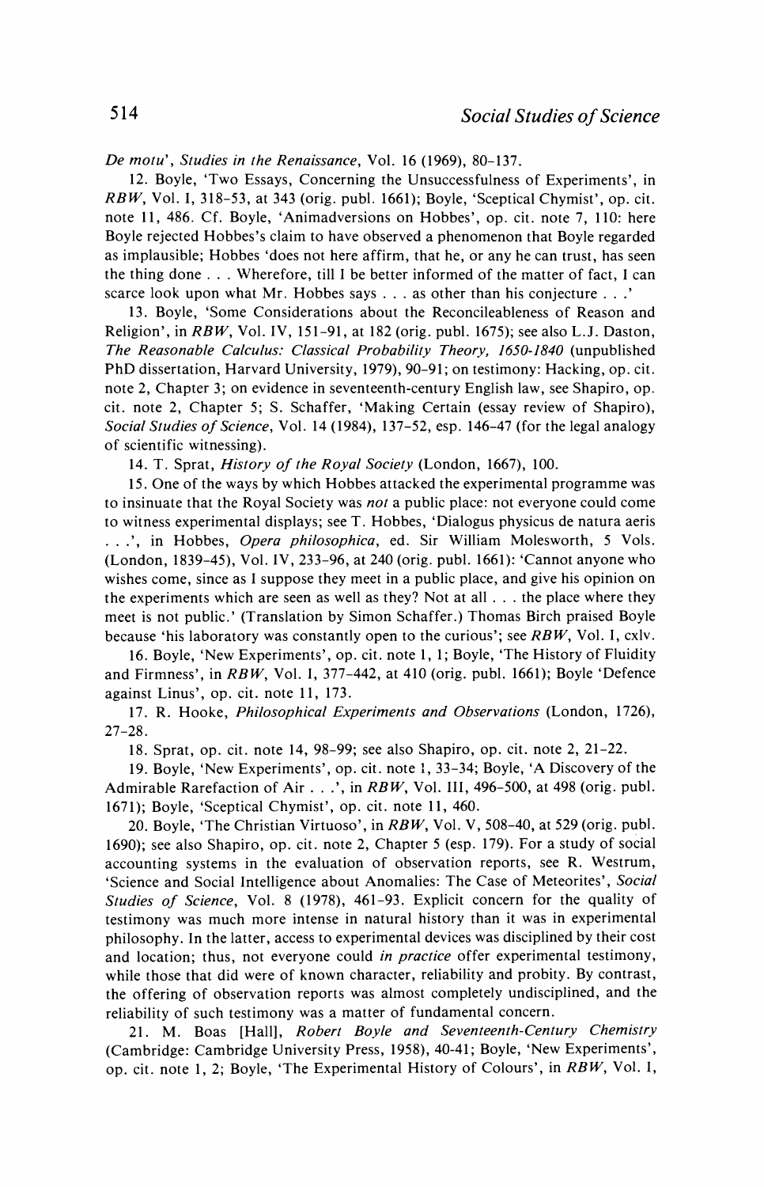*De motu*', *Studies in the Renaissance*, Vol. 16 (1969), 80-137.

12. Boyle, 'Two Essays, Concerning the Unsuccessfulness of Experiments', in *RBW*, Vol. I, 318-53, at 343 (orig. publ. 1661); Boyle, 'Sceptical Chymist', op. cit. note 11, 486. Cf. Boyle, 'Animadversions on Hobbes', op. cit. note 7, 110: here Boyle rejected Hobbes's claim to have observed a phenomenon that Boyle regarded as implausible; Hobbes 'does not here affirm, that he, or any he can trust, has seen the thing done . . . Wherefore, till I be better informed of the matter of fact, I can scarce look upon what Mr. Hobbes says . . . as other than his conjecture . . .'

13. Boyle, 'Some Considerations about the Reconcileableness of Reason and Religion', in *RBW*, Vol. IV, 151-91, at 182 (orig. publ. 1675); see also L.J. Daston, *The Reasonable Calculus: Classical Probability Theory, 1650-1840* (unpublished PhD dissertation, Harvard University, 1979), 90-91; on testimony: Hacking, op. cit. note 2, Chapter 3; on evidence in seventeenth-century English law, see Shapiro, op. cit. note 2, Chapter 5; S. Schaffer, 'Making Certain (essay review of Shapiro), *Social Studies of Science*, Vol. 14 (1984), 137-52, esp. 146-47 (for the legal analogy of scientific witnessing).

14. T. Sprat, *History of the Royal Society* (London, 1667), 100.

15. One of the ways by which Hobbes attacked the experimental programme was to insinuate that the Royal Society was *not* a public place: not everyone could come to witness experimental displays; see T. Hobbes, 'Dialogus physicus de natura aeris . . .', in Hobbes, *Opera philosophica*, ed. Sir William Molesworth, 5 Vols. (London, 1839-45), Vol. IV, 233-96, at 240 (orig. publ. 1661): 'Cannot anyone who wishes come, since as I suppose they meet in a public place, and give his opinion on the experiments which are seen as well as they? Not at all . . . the place where they meet is not public.' (Translation by Simon Schaffer.) Thomas Birch praised Boyle because 'his laboratory was constantly open to the curious'; see *RBW*, Vol. I, cxlv.

16. Boyle, 'New Experiments', op. cit. note 1, 1; Boyle, 'The History of Fluidity and Firmness', in *RBW*, Vol. I, 377-442, at 410 (orig. publ. 1661); Boyle 'Defence against Linus', op. cit. note 11, 173.

17. R. Hooke, *Philosophical Experiments and Observations* (London, 1726), 27-28.

18. Sprat, op. cit. note 14, 98-99; see also Shapiro, op. cit. note 2, 21-22.

19. Boyle, 'New Experiments', op. cit. note 1, 33-34; Boyle, 'A Discovery of the Admirable Rarefaction of Air . . .', in *RBW*, Vol. III, 496-500, at 498 (orig. publ. 1671); Boyle, 'Sceptical Chymist', op. cit. note 11, 460.

20. Boyle, 'The Christian Virtuoso', in *RBW*, Vol. V, 508-40, at 529 (orig. publ. 1690); see also Shapiro, op. cit. note 2, Chapter 5 (esp. 179). For a study of social accounting systems in the evaluation of observation reports, see R. Westrum, 'Science and Social Intelligence about Anomalies: The Case of Meteorites', *Social Studies of Science*, Vol. 8 (1978), 461-93. Explicit concern for the quality of testimony was much more intense in natural history than it was in experimental philosophy. In the latter, access to experimental devices was disciplined by their cost and location; thus, not everyone could *in practice* offer experimental testimony, while those that did were of known character, reliability and probity. By contrast, the offering of observation reports was almost completely undisciplined, and the reliability of such testimony was a matter of fundamental concern.

21. M. Boas [Hall], *Robert Boyle and Seventeenth-Century Chemistry* (Cambridge: Cambridge University Press, 1958), 40-41; Boyle, 'New Experiments', op. cit. note 1, 2; Boyle, 'The Experimental History of Colours', in *RBW*, Vol. I,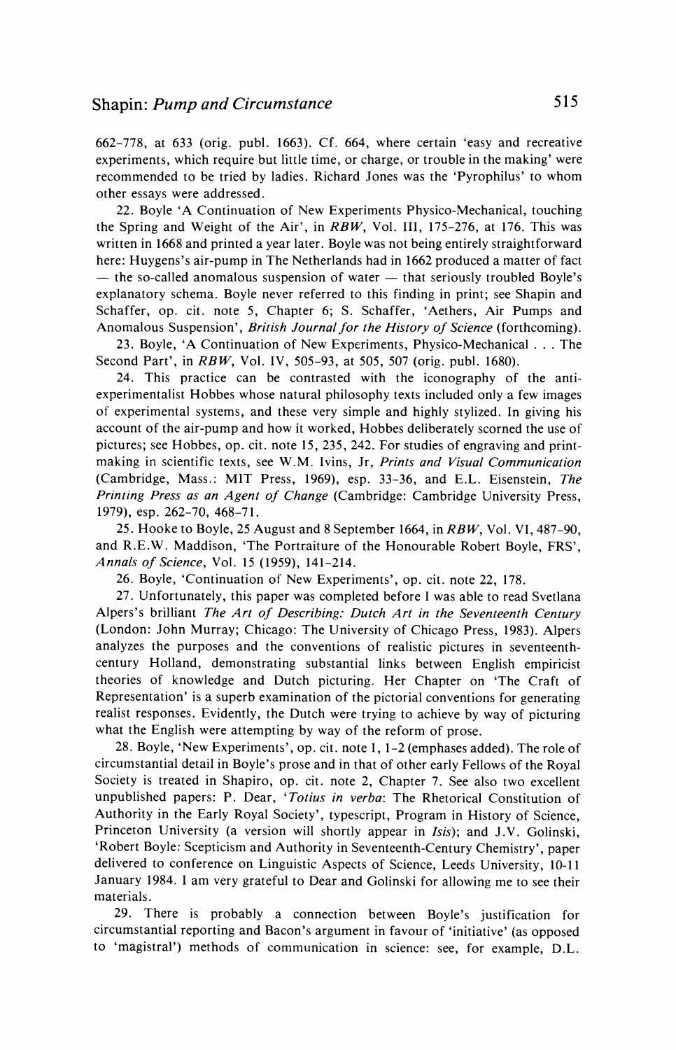662–778, at 633 (orig. publ. 1663). Cf. 664, where certain 'easy and recreative experiments, which require but little time, or charge, or trouble in the making' were recommended to be tried by ladies. Richard Jones was the 'Pyrophilus' to whom other essays were addressed.

22. Boyle 'A Continuation of New Experiments Physico-Mechanical, touching the Spring and Weight of the Air', in *RBW*, Vol. III, 175–276, at 176. This was written in 1668 and printed a year later. Boyle was not being entirely straightforward here: Huygens's air-pump in The Netherlands had in 1662 produced a matter of fact — the so-called anomalous suspension of water — that seriously troubled Boyle's explanatory schema. Boyle never referred to this finding in print; see Shapin and Schaffer, op. cit. note 5, Chapter 6; S. Schaffer, 'Aethers, Air Pumps and Anomalous Suspension', *British Journal for the History of Science* (forthcoming).

23. Boyle, 'A Continuation of New Experiments, Physico-Mechanical . . . The Second Part', in *RBW*, Vol. IV, 505–93, at 505, 507 (orig. publ. 1680).

24. This practice can be contrasted with the iconography of the anti-experimentalist Hobbes whose natural philosophy texts included only a few images of experimental systems, and these very simple and highly stylized. In giving his account of the air-pump and how it worked, Hobbes deliberately scorned the use of pictures; see Hobbes, op. cit. note 15, 235, 242. For studies of engraving and print-making in scientific texts, see W.M. Ivins, Jr, *Prints and Visual Communication* (Cambridge, Mass.: MIT Press, 1969), esp. 33–36, and E.L. Eisenstein, *The Printing Press as an Agent of Change* (Cambridge: Cambridge University Press, 1979), esp. 262–70, 468–71.

25. Hooke to Boyle, 25 August and 8 September 1664, in *RBW*, Vol. VI, 487–90, and R.E.W. Maddison, 'The Portraiture of the Honourable Robert Boyle, FRS', *Annals of Science*, Vol. 15 (1959), 141–214.

26. Boyle, 'Continuation of New Experiments', op. cit. note 22, 178.

27. Unfortunately, this paper was completed before I was able to read Svetlana Alpers's brilliant *The Art of Describing: Dutch Art in the Seventeenth Century* (London: John Murray; Chicago: The University of Chicago Press, 1983). Alpers analyzes the purposes and the conventions of realistic pictures in seventeenth-century Holland, demonstrating substantial links between English empiricist theories of knowledge and Dutch picturing. Her Chapter on 'The Craft of Representation' is a superb examination of the pictorial conventions for generating realist responses. Evidently, the Dutch were trying to achieve by way of picturing what the English were attempting by way of the reform of prose.

28. Boyle, 'New Experiments', op. cit. note 1, 1–2 (emphases added). The role of circumstantial detail in Boyle's prose and in that of other early Fellows of the Royal Society is treated in Shapiro, op. cit. note 2, Chapter 7. See also two excellent unpublished papers: P. Dear, '*Totius in verba*: The Rhetorical Constitution of Authority in the Early Royal Society', typescript, Program in History of Science, Princeton University (a version will shortly appear in *Isis*); and J.V. Golinski, 'Robert Boyle: Scepticism and Authority in Seventeenth-Century Chemistry', paper delivered to conference on Linguistic Aspects of Science, Leeds University, 10-11 January 1984. I am very grateful to Dear and Golinski for allowing me to see their materials.

29. There is probably a connection between Boyle's justification for circumstantial reporting and Bacon's argument in favour of 'initiative' (as opposed to 'magistral') methods of communication in science: see, for example, D.L.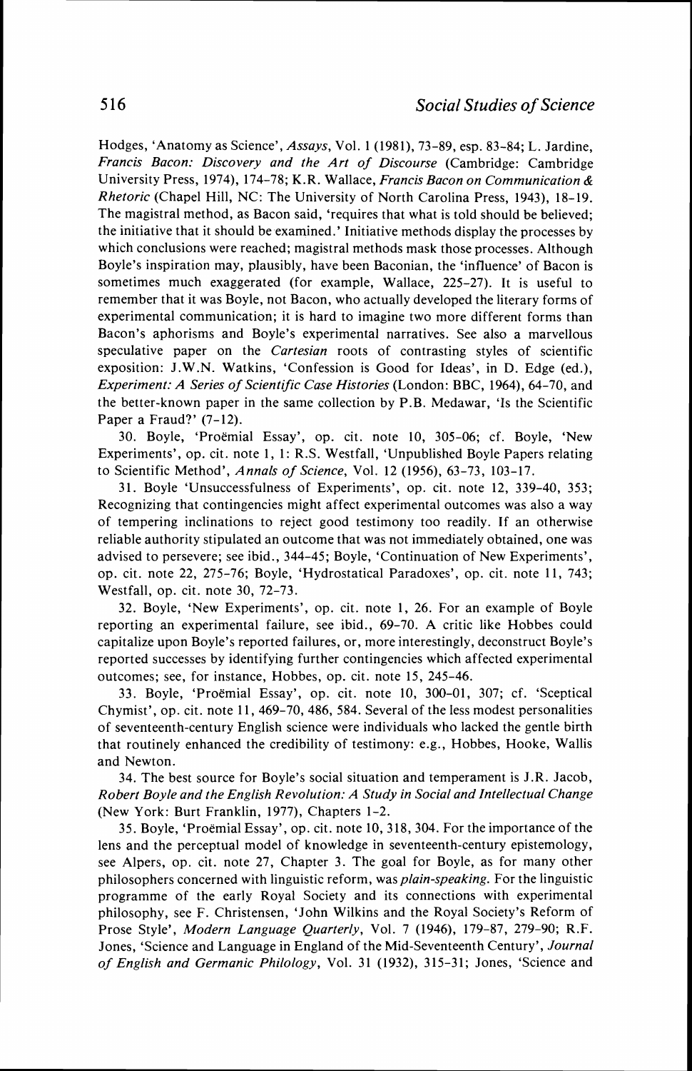Hodges, 'Anatomy as Science', *Assays*, Vol. 1 (1981), 73–89, esp. 83–84; L. Jardine, *Francis Bacon: Discovery and the Art of Discourse* (Cambridge: Cambridge University Press, 1974), 174–78; K.R. Wallace, *Francis Bacon on Communication & Rhetoric* (Chapel Hill, NC: The University of North Carolina Press, 1943), 18–19. The magistral method, as Bacon said, 'requires that what is told should be believed; the initiative that it should be examined.' Initiative methods display the processes by which conclusions were reached; magistral methods mask those processes. Although Boyle's inspiration may, plausibly, have been Baconian, the 'influence' of Bacon is sometimes much exaggerated (for example, Wallace, 225–27). It is useful to remember that it was Boyle, not Bacon, who actually developed the literary forms of experimental communication; it is hard to imagine two more different forms than Bacon's aphorisms and Boyle's experimental narratives. See also a marvellous speculative paper on the *Cartesian* roots of contrasting styles of scientific exposition: J.W.N. Watkins, 'Confession is Good for Ideas', in D. Edge (ed.), *Experiment: A Series of Scientific Case Histories* (London: BBC, 1964), 64–70, and the better-known paper in the same collection by P.B. Medawar, 'Is the Scientific Paper a Fraud?' (7–12).

30. Boyle, 'Proëmial Essay', op. cit. note 10, 305–06; cf. Boyle, 'New Experiments', op. cit. note 1, 1: R.S. Westfall, 'Unpublished Boyle Papers relating to Scientific Method', *Annals of Science*, Vol. 12 (1956), 63–73, 103–17.

31. Boyle 'Unsuccessfulness of Experiments', op. cit. note 12, 339–40, 353; Recognizing that contingencies might affect experimental outcomes was also a way of tempering inclinations to reject good testimony too readily. If an otherwise reliable authority stipulated an outcome that was not immediately obtained, one was advised to persevere; see ibid., 344–45; Boyle, 'Continuation of New Experiments', op. cit. note 22, 275–76; Boyle, 'Hydrostatical Paradoxes', op. cit. note 11, 743; Westfall, op. cit. note 30, 72–73.

32. Boyle, 'New Experiments', op. cit. note 1, 26. For an example of Boyle reporting an experimental failure, see ibid., 69–70. A critic like Hobbes could capitalize upon Boyle's reported failures, or, more interestingly, deconstruct Boyle's reported successes by identifying further contingencies which affected experimental outcomes; see, for instance, Hobbes, op. cit. note 15, 245–46.

33. Boyle, 'Proëmial Essay', op. cit. note 10, 300–01, 307; cf. 'Sceptical Chymist', op. cit. note 11, 469–70, 486, 584. Several of the less modest personalities of seventeenth-century English science were individuals who lacked the gentle birth that routinely enhanced the credibility of testimony: e.g., Hobbes, Hooke, Wallis and Newton.

34. The best source for Boyle's social situation and temperament is J.R. Jacob, *Robert Boyle and the English Revolution: A Study in Social and Intellectual Change* (New York: Burt Franklin, 1977), Chapters 1–2.

35. Boyle, 'Proëmial Essay', op. cit. note 10, 318, 304. For the importance of the lens and the perceptual model of knowledge in seventeenth-century epistemology, see Alpers, op. cit. note 27, Chapter 3. The goal for Boyle, as for many other philosophers concerned with linguistic reform, was *plain-speaking*. For the linguistic programme of the early Royal Society and its connections with experimental philosophy, see F. Christensen, 'John Wilkins and the Royal Society's Reform of Prose Style', *Modern Language Quarterly*, Vol. 7 (1946), 179–87, 279–90; R.F. Jones, 'Science and Language in England of the Mid-Seventeenth Century', *Journal of English and Germanic Philology*, Vol. 31 (1932), 315–31; Jones, 'Science and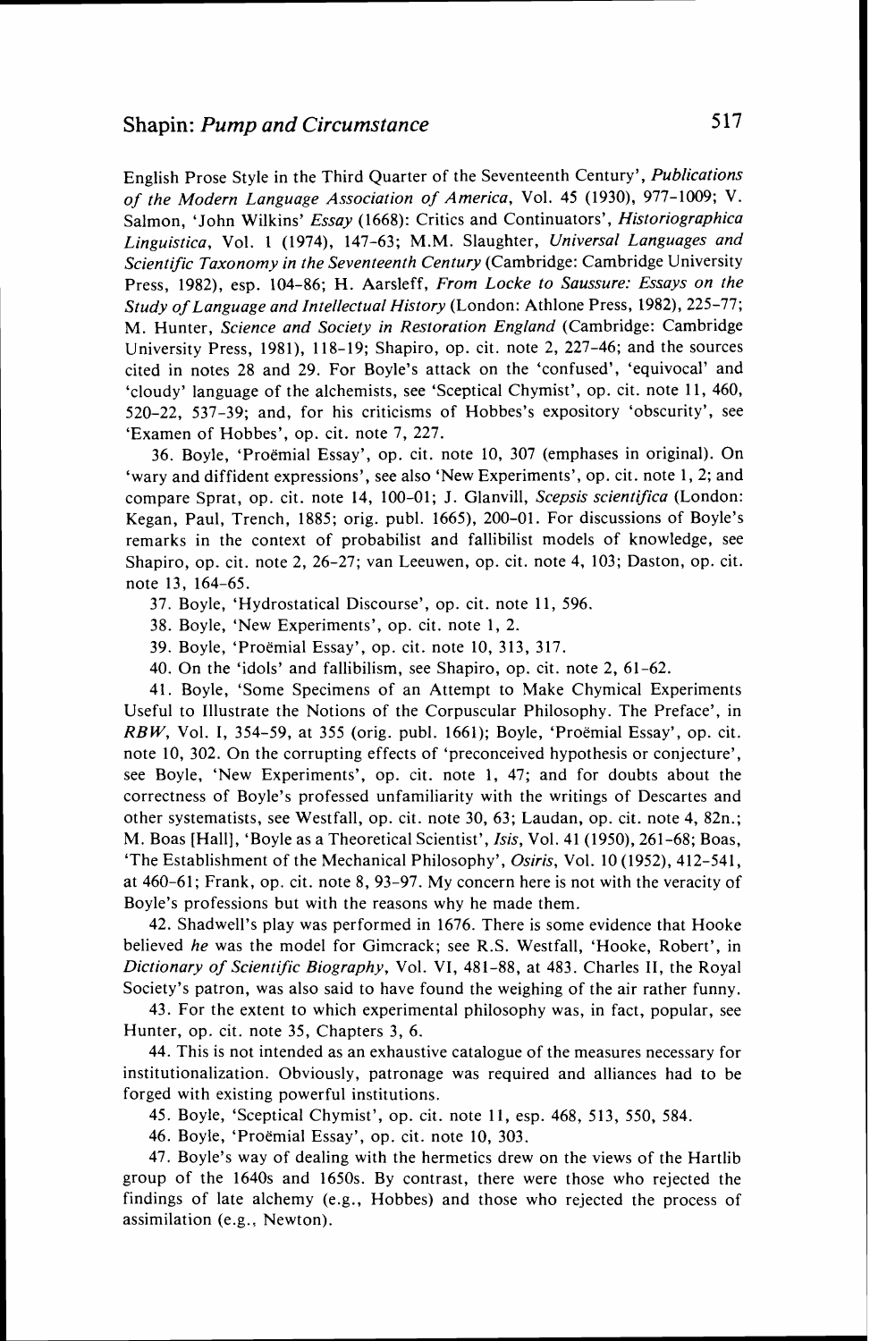English Prose Style in the Third Quarter of the Seventeenth Century', *Publications of the Modern Language Association of America*, Vol. 45 (1930), 977–1009; V. Salmon, 'John Wilkins' *Essay* (1668): Critics and Continuators', *Historiographica Linguistica*, Vol. 1 (1974), 147–63; M.M. Slaughter, *Universal Languages and Scientific Taxonomy in the Seventeenth Century* (Cambridge: Cambridge University Press, 1982), esp. 104–86; H. Aarsleff, *From Locke to Saussure: Essays on the Study of Language and Intellectual History* (London: Athlone Press, 1982), 225–77; M. Hunter, *Science and Society in Restoration England* (Cambridge: Cambridge University Press, 1981), 118–19; Shapiro, op. cit. note 2, 227–46; and the sources cited in notes 28 and 29. For Boyle's attack on the 'confused', 'equivocal' and 'cloudy' language of the alchemists, see 'Sceptical Chymist', op. cit. note 11, 460, 520–22, 537–39; and, for his criticisms of Hobbes's expository 'obscurity', see 'Examen of Hobbes', op. cit. note 7, 227.

36. Boyle, 'Proëmial Essay', op. cit. note 10, 307 (emphases in original). On 'wary and diffident expressions', see also 'New Experiments', op. cit. note 1, 2; and compare Sprat, op. cit. note 14, 100–01; J. Glanvill, *Scepsis scientifica* (London: Kegan, Paul, Trench, 1885; orig. publ. 1665), 200–01. For discussions of Boyle's remarks in the context of probabilist and fallibilist models of knowledge, see Shapiro, op. cit. note 2, 26–27; van Leeuwen, op. cit. note 4, 103; Daston, op. cit. note 13, 164–65.

37. Boyle, 'Hydrostatical Discourse', op. cit. note 11, 596.

38. Boyle, 'New Experiments', op. cit. note 1, 2.

39. Boyle, 'Proëmial Essay', op. cit. note 10, 313, 317.

40. On the 'idols' and fallibilism, see Shapiro, op. cit. note 2, 61–62.

41. Boyle, 'Some Specimens of an Attempt to Make Chymical Experiments Useful to Illustrate the Notions of the Corpuscular Philosophy. The Preface', in *RBW*, Vol. I, 354–59, at 355 (orig. publ. 1661); Boyle, 'Proëmial Essay', op. cit. note 10, 302. On the corrupting effects of 'preconceived hypothesis or conjecture', see Boyle, 'New Experiments', op. cit. note 1, 47; and for doubts about the correctness of Boyle's professed unfamiliarity with the writings of Descartes and other systematists, see Westfall, op. cit. note 30, 63; Laudan, op. cit. note 4, 82n.; M. Boas [Hall], 'Boyle as a Theoretical Scientist', *Isis*, Vol. 41 (1950), 261–68; Boas, 'The Establishment of the Mechanical Philosophy', *Osiris*, Vol. 10 (1952), 412–541, at 460–61; Frank, op. cit. note 8, 93–97. My concern here is not with the veracity of Boyle's professions but with the reasons why he made them.

42. Shadwell's play was performed in 1676. There is some evidence that Hooke believed *he* was the model for Gimcrack; see R.S. Westfall, 'Hooke, Robert', in *Dictionary of Scientific Biography*, Vol. VI, 481–88, at 483. Charles II, the Royal Society's patron, was also said to have found the weighing of the air rather funny.

43. For the extent to which experimental philosophy was, in fact, popular, see Hunter, op. cit. note 35, Chapters 3, 6.

44. This is not intended as an exhaustive catalogue of the measures necessary for institutionalization. Obviously, patronage was required and alliances had to be forged with existing powerful institutions.

45. Boyle, 'Sceptical Chymist', op. cit. note 11, esp. 468, 513, 550, 584.

46. Boyle, 'Proëmial Essay', op. cit. note 10, 303.

47. Boyle's way of dealing with the hermetics drew on the views of the Hartlib group of the 1640s and 1650s. By contrast, there were those who rejected the findings of late alchemy (e.g., Hobbes) and those who rejected the process of assimilation (e.g., Newton).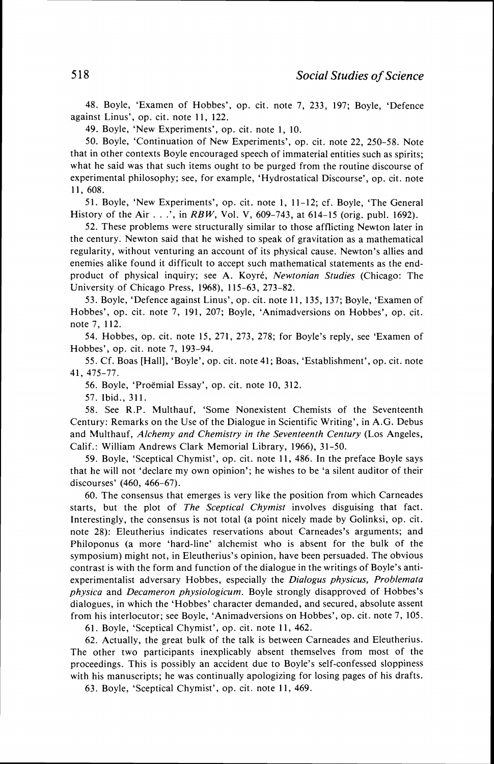48. Boyle, 'Examen of Hobbes', op. cit. note 7, 233, 197; Boyle, 'Defence against Linus', op. cit. note 11, 122.

49. Boyle, 'New Experiments', op. cit. note 1, 10.

50. Boyle, 'Continuation of New Experiments', op. cit. note 22, 250–58. Note that in other contexts Boyle encouraged speech of immaterial entities such as spirits; what he said was that such items ought to be purged from the routine discourse of experimental philosophy; see, for example, 'Hydrostatical Discourse', op. cit. note 11, 608.

51. Boyle, 'New Experiments', op. cit. note 1, 11–12; cf. Boyle, 'The General History of the Air . . .', in *RBW*, Vol. V, 609–743, at 614–15 (orig. publ. 1692).

52. These problems were structurally similar to those afflicting Newton later in the century. Newton said that he wished to speak of gravitation as a mathematical regularity, without venturing an account of its physical cause. Newton's allies and enemies alike found it difficult to accept such mathematical statements as the end-product of physical inquiry; see A. Koyré, *Newtonian Studies* (Chicago: The University of Chicago Press, 1968), 115–63, 273–82.

53. Boyle, 'Defence against Linus', op. cit. note 11, 135, 137; Boyle, 'Examen of Hobbes', op. cit. note 7, 191, 207; Boyle, 'Animadversions on Hobbes', op. cit. note 7, 112.

54. Hobbes, op. cit. note 15, 271, 273, 278; for Boyle's reply, see 'Examen of Hobbes', op. cit. note 7, 193–94.

55. Cf. Boas [Hall], 'Boyle', op. cit. note 41; Boas, 'Establishment', op. cit. note 41, 475–77.

56. Boyle, 'Proëmial Essay', op. cit. note 10, 312.

57. Ibid., 311.

58. See R.P. Multhauf, 'Some Nonexistent Chemists of the Seventeenth Century: Remarks on the Use of the Dialogue in Scientific Writing', in A.G. Debus and Multhauf, *Alchemy and Chemistry in the Seventeenth Century* (Los Angeles, Calif.: William Andrews Clark Memorial Library, 1966), 31–50.

59. Boyle, 'Sceptical Chymist', op. cit. note 11, 486. In the preface Boyle says that he will not 'declare my own opinion'; he wishes to be 'a silent auditor of their discourses' (460, 466–67).

60. The consensus that emerges is very like the position from which Carneades starts, but the plot of *The Sceptical Chymist* involves disguising that fact. Interestingly, the consensus is not total (a point nicely made by Golinksi, op. cit. note 28): Eleutherius indicates reservations about Carneades's arguments; and Philoponus (a more 'hard-line' alchemist who is absent for the bulk of the symposium) might not, in Eleutherius's opinion, have been persuaded. The obvious contrast is with the form and function of the dialogue in the writings of Boyle's anti-experimentalist adversary Hobbes, especially the *Dialogus physicus, Problemata physica* and *Decameron physiologicum*. Boyle strongly disapproved of Hobbes's dialogues, in which the 'Hobbes' character demanded, and secured, absolute assent from his interlocutor; see Boyle, 'Animadversions on Hobbes', op. cit. note 7, 105.

61. Boyle, 'Sceptical Chymist', op. cit. note 11, 462.

62. Actually, the great bulk of the talk is between Carneades and Eleutherius. The other two participants inexplicably absent themselves from most of the proceedings. This is possibly an accident due to Boyle's self-confessed sloppiness with his manuscripts; he was continually apologizing for losing pages of his drafts.

63. Boyle, 'Sceptical Chymist', op. cit. note 11, 469.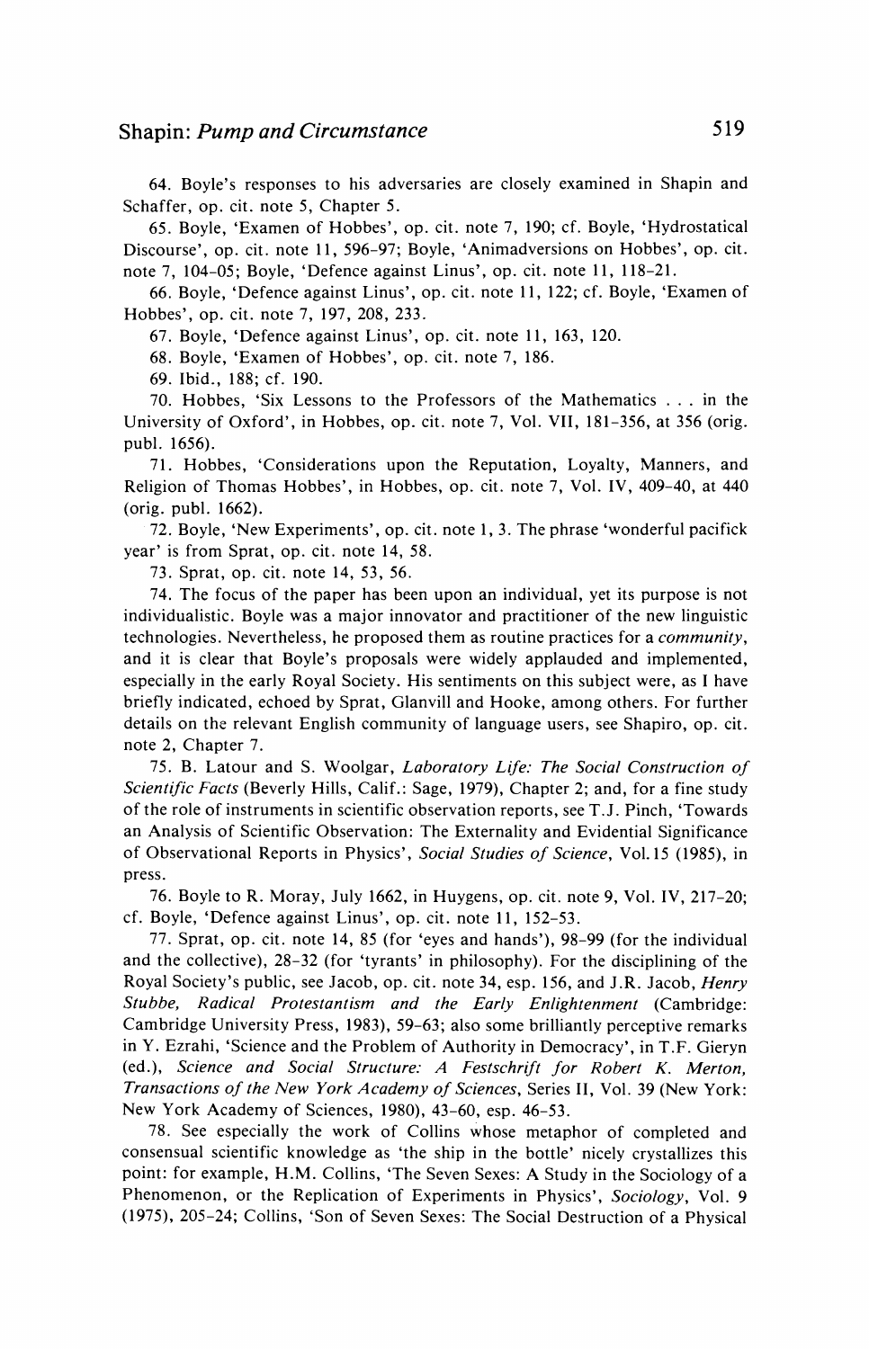64. Boyle's responses to his adversaries are closely examined in Shapin and Schaffer, op. cit. note 5, Chapter 5.

65. Boyle, 'Examen of Hobbes', op. cit. note 7, 190; cf. Boyle, 'Hydrostatical Discourse', op. cit. note 11, 596-97; Boyle, 'Animadversions on Hobbes', op. cit. note 7, 104-05; Boyle, 'Defence against Linus', op. cit. note 11, 118-21.

66. Boyle, 'Defence against Linus', op. cit. note 11, 122; cf. Boyle, 'Examen of Hobbes', op. cit. note 7, 197, 208, 233.

67. Boyle, 'Defence against Linus', op. cit. note 11, 163, 120.

68. Boyle, 'Examen of Hobbes', op. cit. note 7, 186.

69. Ibid., 188; cf. 190.

70. Hobbes, 'Six Lessons to the Professors of the Mathematics . . . in the University of Oxford', in Hobbes, op. cit. note 7, Vol. VII, 181-356, at 356 (orig. publ. 1656).

71. Hobbes, 'Considerations upon the Reputation, Loyalty, Manners, and Religion of Thomas Hobbes', in Hobbes, op. cit. note 7, Vol. IV, 409-40, at 440 (orig. publ. 1662).

72. Boyle, 'New Experiments', op. cit. note 1, 3. The phrase 'wonderful pacifick year' is from Sprat, op. cit. note 14, 58.

73. Sprat, op. cit. note 14, 53, 56.

74. The focus of the paper has been upon an individual, yet its purpose is not individualistic. Boyle was a major innovator and practitioner of the new linguistic technologies. Nevertheless, he proposed them as routine practices for a *community*, and it is clear that Boyle's proposals were widely applauded and implemented, especially in the early Royal Society. His sentiments on this subject were, as I have briefly indicated, echoed by Sprat, Glanvill and Hooke, among others. For further details on the relevant English community of language users, see Shapiro, op. cit. note 2, Chapter 7.

75. B. Latour and S. Woolgar, *Laboratory Life: The Social Construction of Scientific Facts* (Beverly Hills, Calif.: Sage, 1979), Chapter 2; and, for a fine study of the role of instruments in scientific observation reports, see T.J. Pinch, 'Towards an Analysis of Scientific Observation: The Externality and Evidential Significance of Observational Reports in Physics', *Social Studies of Science*, Vol.15 (1985), in press.

76. Boyle to R. Moray, July 1662, in Huygens, op. cit. note 9, Vol. IV, 217-20; cf. Boyle, 'Defence against Linus', op. cit. note 11, 152-53.

77. Sprat, op. cit. note 14, 85 (for 'eyes and hands'), 98-99 (for the individual and the collective), 28-32 (for 'tyrants' in philosophy). For the disciplining of the Royal Society's public, see Jacob, op. cit. note 34, esp. 156, and J.R. Jacob, *Henry Stubbe, Radical Protestantism and the Early Enlightenment* (Cambridge: Cambridge University Press, 1983), 59-63; also some brilliantly perceptive remarks in Y. Ezrahi, 'Science and the Problem of Authority in Democracy', in T.F. Gieryn (ed.), *Science and Social Structure: A Festschrift for Robert K. Merton, Transactions of the New York Academy of Sciences*, Series II, Vol. 39 (New York: New York Academy of Sciences, 1980), 43-60, esp. 46-53.

78. See especially the work of Collins whose metaphor of completed and consensual scientific knowledge as 'the ship in the bottle' nicely crystallizes this point: for example, H.M. Collins, 'The Seven Sexes: A Study in the Sociology of a Phenomenon, or the Replication of Experiments in Physics', *Sociology*, Vol. 9 (1975), 205-24; Collins, 'Son of Seven Sexes: The Social Destruction of a Physical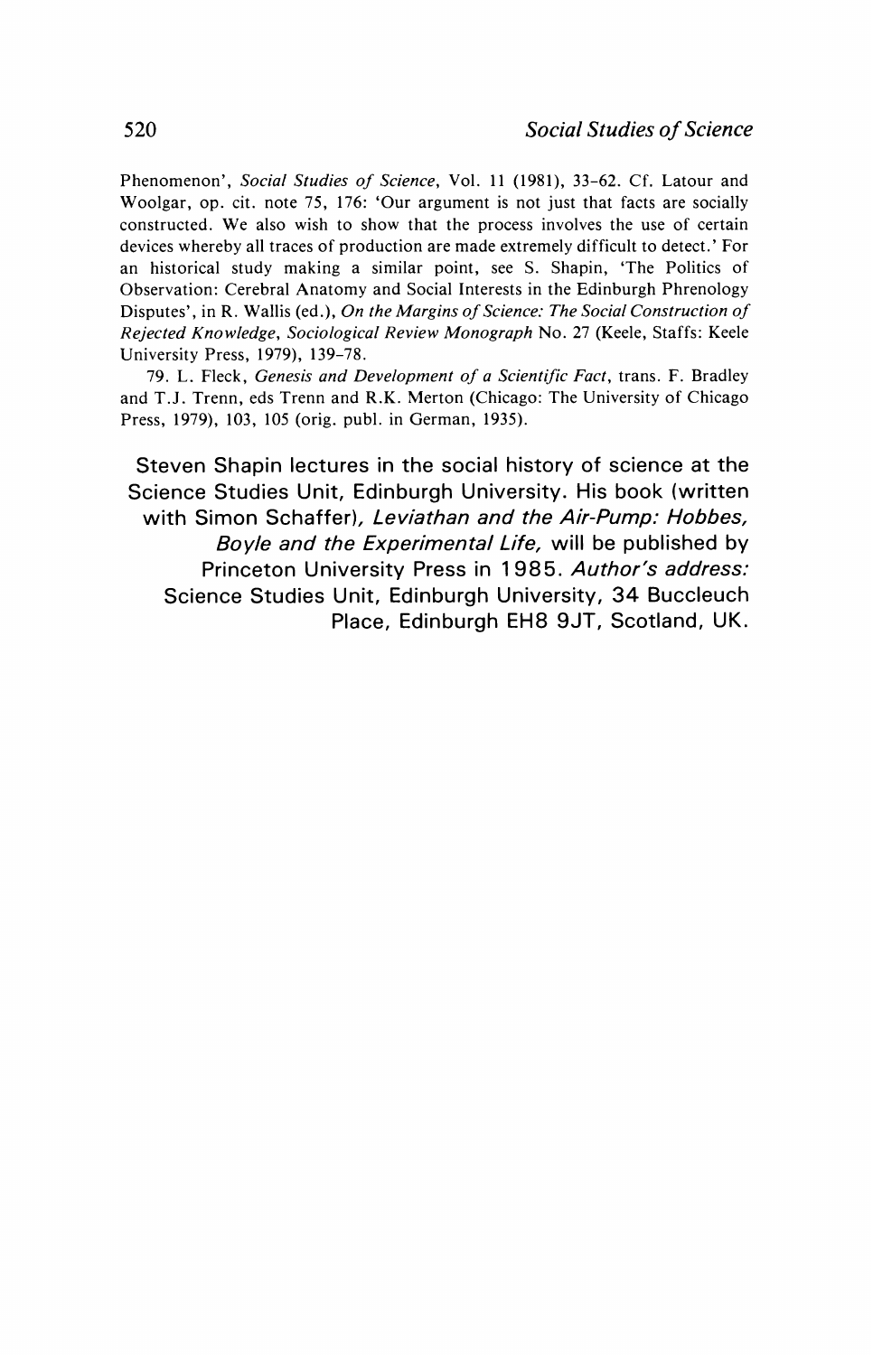Phenomenon', *Social Studies of Science*, Vol. 11 (1981), 33–62. Cf. Latour and Woolgar, op. cit. note 75, 176: 'Our argument is not just that facts are socially constructed. We also wish to show that the process involves the use of certain devices whereby all traces of production are made extremely difficult to detect.' For an historical study making a similar point, see S. Shapin, 'The Politics of Observation: Cerebral Anatomy and Social Interests in the Edinburgh Phrenology Disputes', in R. Wallis (ed.), *On the Margins of Science: The Social Construction of Rejected Knowledge, Sociological Review Monograph* No. 27 (Keele, Staffs: Keele University Press, 1979), 139–78.

79. L. Fleck, *Genesis and Development of a Scientific Fact*, trans. F. Bradley and T.J. Trenn, eds Trenn and R.K. Merton (Chicago: The University of Chicago Press, 1979), 103, 105 (orig. publ. in German, 1935).

Steven Shapin lectures in the social history of science at the Science Studies Unit, Edinburgh University. His book (written with Simon Schaffer), *Leviathan and the Air-Pump: Hobbes, Boyle and the Experimental Life,* will be published by Princeton University Press in 1985. *Author's address:* Science Studies Unit, Edinburgh University, 34 Buccleuch Place, Edinburgh EH8 9JT, Scotland, UK.